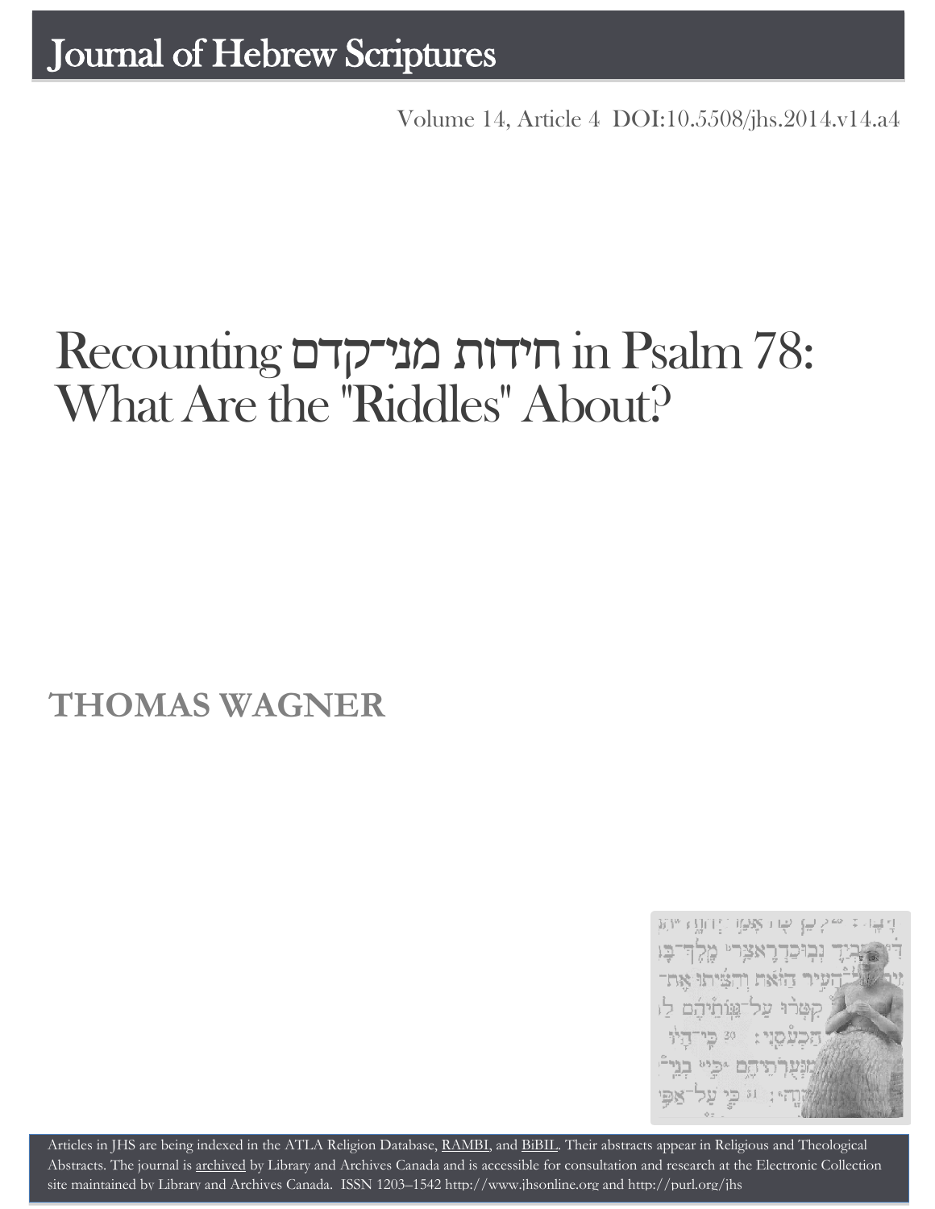# Journal of Hebrew Scriptures

Volume 14, Article 4 DOI:10.5508/jhs.2014.v14.a4

# Recounting חידות מני־קדם in Psalm 78: What Are the "Riddles" About?

## THOMAS WAGNER

Articles in JHS are being indexed in the ATLA Religion Database, RAMBI, and BiBIL. Their abstracts appear in Religious and Theological Abstracts. The journal is archived by Library and Archives Canada and is accessible for consultation and research at the Electronic Collection site maintained by Library and Archives Canada. ISSN 1203–1542 http://www.jhsonline.org and http://purl.org/jhs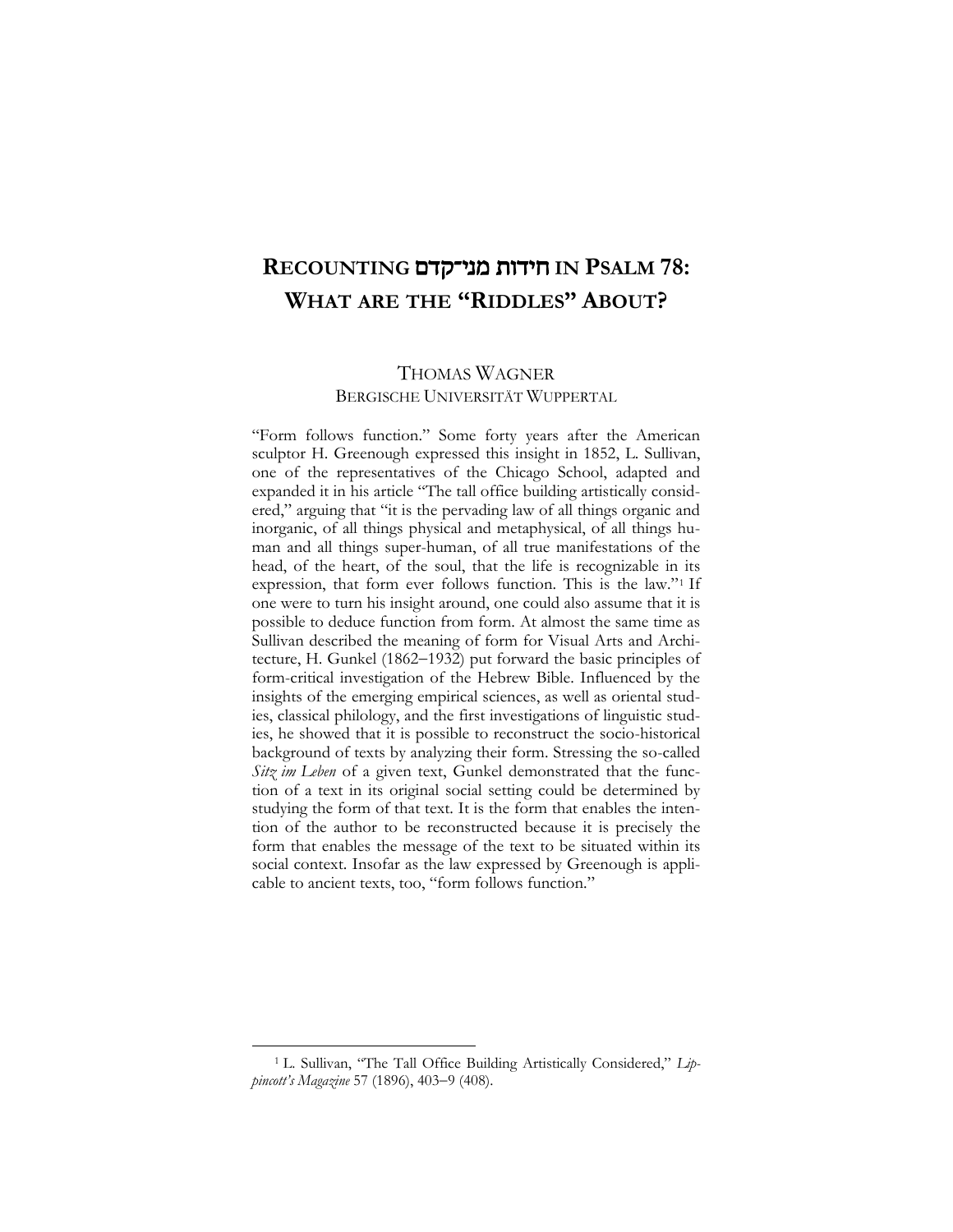# RECOUNTING חידות מני־קדם IN PSALM 78: WHAT ARE THE "RIDDLES" ABOUT?

THOMAS WAGNER
BERGISCHE UNIVERSITÄT WUPPERTAL

"Form follows function." Some forty years after the American sculptor H. Greenough expressed this insight in 1852, L. Sullivan, one of the representatives of the Chicago School, adapted and expanded it in his article "The tall office building artistically considered," arguing that "it is the pervading law of all things organic and inorganic, of all things physical and metaphysical, of all things human and all things super-human, of all true manifestations of the head, of the heart, of the soul, that the life is recognizable in its expression, that form ever follows function. This is the law."[1] If one were to turn his insight around, one could also assume that it is possible to deduce function from form. At almost the same time as Sullivan described the meaning of form for Visual Arts and Architecture, H. Gunkel (1862–1932) put forward the basic principles of form-critical investigation of the Hebrew Bible. Influenced by the insights of the emerging empirical sciences, as well as oriental studies, classical philology, and the first investigations of linguistic studies, he showed that it is possible to reconstruct the socio-historical background of texts by analyzing their form. Stressing the so-called *Sitz im Leben* of a given text, Gunkel demonstrated that the function of a text in its original social setting could be determined by studying the form of that text. It is the form that enables the intention of the author to be reconstructed because it is precisely the form that enables the message of the text to be situated within its social context. Insofar as the law expressed by Greenough is applicable to ancient texts, too, "form follows function."

[1] L. Sullivan, "The Tall Office Building Artistically Considered," *Lippincott's Magazine* 57 (1896), 403–9 (408).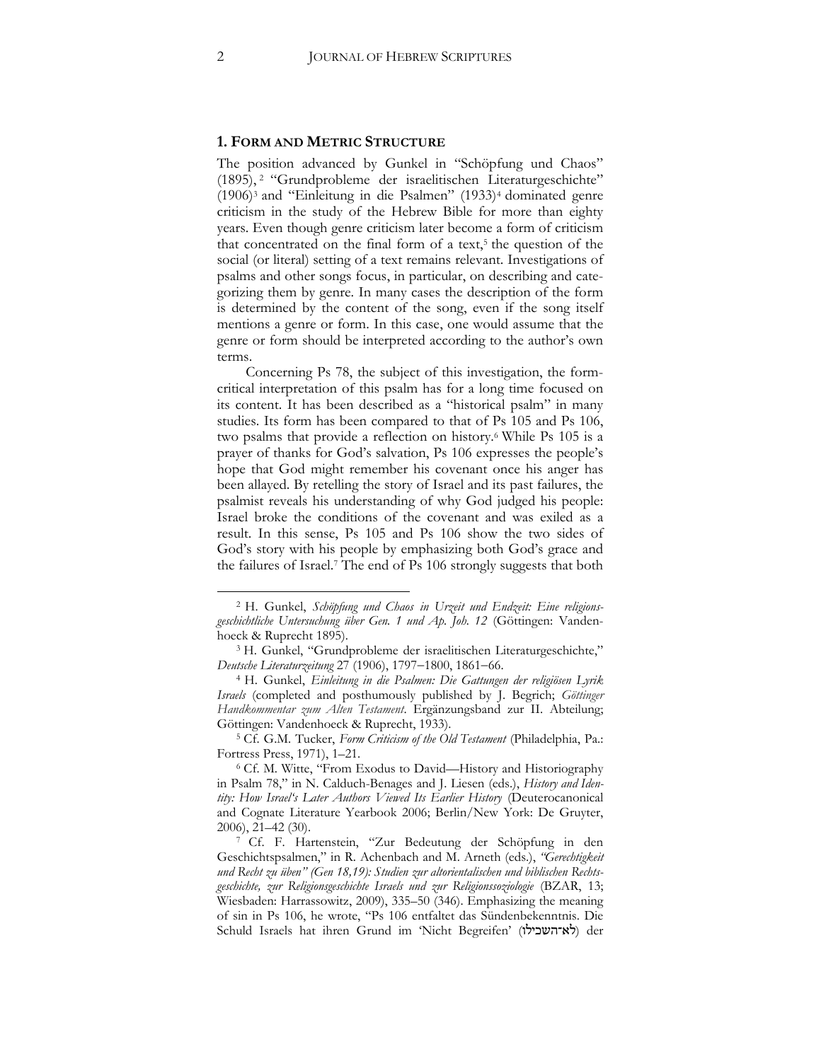## 1. Form and Metric Structure

The position advanced by Gunkel in "Schöpfung und Chaos" (1895), [2] "Grundprobleme der israelitischen Literaturgeschichte" (1906)[3] and "Einleitung in die Psalmen" (1933)[4] dominated genre criticism in the study of the Hebrew Bible for more than eighty years. Even though genre criticism later become a form of criticism that concentrated on the final form of a text,[5] the question of the social (or literal) setting of a text remains relevant. Investigations of psalms and other songs focus, in particular, on describing and categorizing them by genre. In many cases the description of the form is determined by the content of the song, even if the song itself mentions a genre or form. In this case, one would assume that the genre or form should be interpreted according to the author's own terms.

Concerning Ps 78, the subject of this investigation, the form-critical interpretation of this psalm has for a long time focused on its content. It has been described as a "historical psalm" in many studies. Its form has been compared to that of Ps 105 and Ps 106, two psalms that provide a reflection on history.[6] While Ps 105 is a prayer of thanks for God's salvation, Ps 106 expresses the people's hope that God might remember his covenant once his anger has been allayed. By retelling the story of Israel and its past failures, the psalmist reveals his understanding of why God judged his people: Israel broke the conditions of the covenant and was exiled as a result. In this sense, Ps 105 and Ps 106 show the two sides of God's story with his people by emphasizing both God's grace and the failures of Israel.[7] The end of Ps 106 strongly suggests that both

---

[2] H. Gunkel, *Schöpfung und Chaos in Urzeit und Endzeit: Eine religionsgeschichtliche Untersuchung über Gen. 1 und Ap. Joh. 12* (Göttingen: Vandenhoeck & Ruprecht 1895).

[3] H. Gunkel, "Grundprobleme der israelitischen Literaturgeschichte," *Deutsche Literaturzeitung* 27 (1906), 1797–1800, 1861–66.

[4] H. Gunkel, *Einleitung in die Psalmen: Die Gattungen der religiösen Lyrik Israels* (completed and posthumously published by J. Begrich; *Göttinger Handkommentar zum Alten Testament*. Ergänzungsband zur II. Abteilung; Göttingen: Vandenhoeck & Ruprecht, 1933).

[5] Cf. G.M. Tucker, *Form Criticism of the Old Testament* (Philadelphia, Pa.: Fortress Press, 1971), 1–21.

[6] Cf. M. Witte, "From Exodus to David—History and Historiography in Psalm 78," in N. Calduch-Benages and J. Liesen (eds.), *History and Identity: How Israel's Later Authors Viewed Its Earlier History* (Deuterocanonical and Cognate Literature Yearbook 2006; Berlin/New York: De Gruyter, 2006), 21–42 (30).

[7] Cf. F. Hartenstein, "Zur Bedeutung der Schöpfung in den Geschichtspsalmen," in R. Achenbach and M. Arneth (eds.), *"Gerechtigkeit und Recht zu üben" (Gen 18,19): Studien zur altorientalischen und biblischen Rechtsgeschichte, zur Religionsgeschichte Israels und zur Religionssoziologie* (BZAR, 13; Wiesbaden: Harrassowitz, 2009), 335–50 (346). Emphasizing the meaning of sin in Ps 106, he wrote, "Ps 106 entfaltet das Sündenbekenntnis. Die Schuld Israels hat ihren Grund im 'Nicht Begreifen' (לא־השכילו) der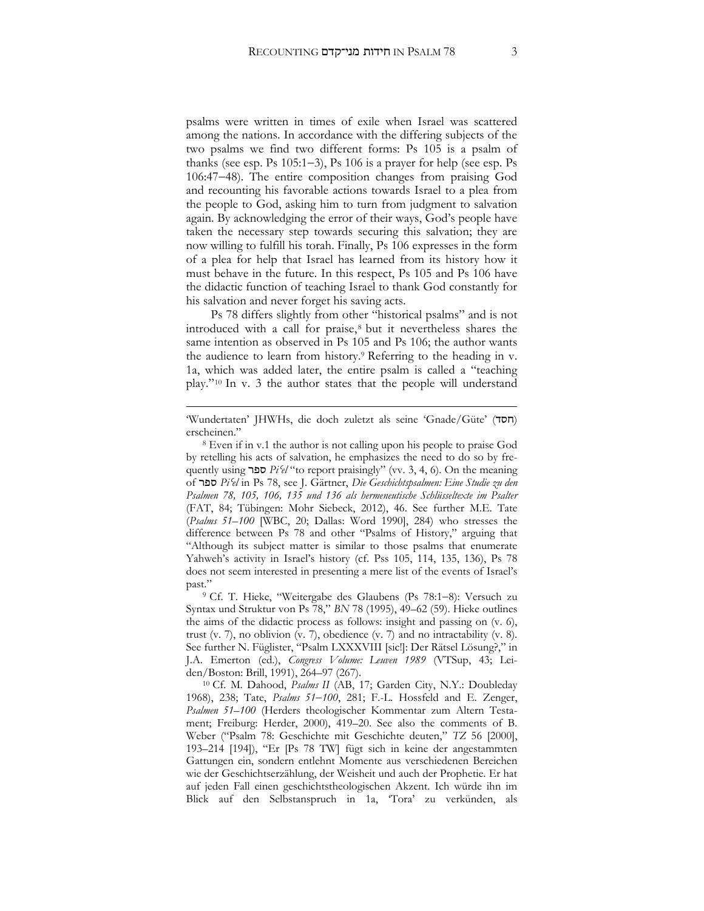psalms were written in times of exile when Israel was scattered among the nations. In accordance with the differing subjects of the two psalms we find two different forms: Ps 105 is a psalm of thanks (see esp. Ps 105:1–3), Ps 106 is a prayer for help (see esp. Ps 106:47–48). The entire composition changes from praising God and recounting his favorable actions towards Israel to a plea from the people to God, asking him to turn from judgment to salvation again. By acknowledging the error of their ways, God's people have taken the necessary step towards securing this salvation; they are now willing to fulfill his torah. Finally, Ps 106 expresses in the form of a plea for help that Israel has learned from its history how it must behave in the future. In this respect, Ps 105 and Ps 106 have the didactic function of teaching Israel to thank God constantly for his salvation and never forget his saving acts.

Ps 78 differs slightly from other "historical psalms" and is not introduced with a call for praise,[8] but it nevertheless shares the same intention as observed in Ps 105 and Ps 106; the author wants the audience to learn from history.[9] Referring to the heading in v. 1a, which was added later, the entire psalm is called a "teaching play."[10] In v. 3 the author states that the people will understand

---

'Wundertaten' JHWHs, die doch zuletzt als seine 'Gnade/Güte' (חסד) erscheinen."

[8] Even if in v.1 the author is not calling upon his people to praise God by retelling his acts of salvation, he emphasizes the need to do so by frequently using ספר *Piʿel* "to report praisingly" (vv. 3, 4, 6). On the meaning of ספר *Piʿel* in Ps 78, see J. Gärtner, *Die Geschichtspsalmen: Eine Studie zu den Psalmen 78, 105, 106, 135 und 136 als hermeneutische Schlüsseltexte im Psalter* (FAT, 84; Tübingen: Mohr Siebeck, 2012), 46. See further M.E. Tate (*Psalms 51–100* [WBC, 20; Dallas: Word 1990], 284) who stresses the difference between Ps 78 and other "Psalms of History," arguing that "Although its subject matter is similar to those psalms that enumerate Yahweh's activity in Israel's history (cf. Pss 105, 114, 135, 136), Ps 78 does not seem interested in presenting a mere list of the events of Israel's past."

[9] Cf. T. Hieke, "Weitergabe des Glaubens (Ps 78:1–8): Versuch zu Syntax und Struktur von Ps 78," *BN* 78 (1995), 49–62 (59). Hieke outlines the aims of the didactic process as follows: insight and passing on (v. 6), trust (v. 7), no oblivion (v. 7), obedience (v. 7) and no intractability (v. 8). See further N. Füglister, "Psalm LXXXVIII [sic!]: Der Rätsel Lösung?," in J.A. Emerton (ed.), *Congress Volume: Leuven 1989* (VTSup, 43; Leiden/Boston: Brill, 1991), 264–97 (267).

[10] Cf. M. Dahood, *Psalms II* (AB, 17; Garden City, N.Y.: Doubleday 1968), 238; Tate, *Psalms 51–100*, 281; F.-L. Hossfeld and E. Zenger, *Psalmen 51–100* (Herders theologischer Kommentar zum Altern Testament; Freiburg: Herder, 2000), 419–20. See also the comments of B. Weber ("Psalm 78: Geschichte mit Geschichte deuten," *TZ* 56 [2000], 193–214 [194]), "Er [Ps 78 TW] fügt sich in keine der angestammten Gattungen ein, sondern entlehnt Momente aus verschiedenen Bereichen wie der Geschichtserzählung, der Weisheit und auch der Prophetie. Er hat auf jeden Fall einen geschichtstheologischen Akzent. Ich würde ihn im Blick auf den Selbstanspruch in 1a, 'Tora' zu verkünden, als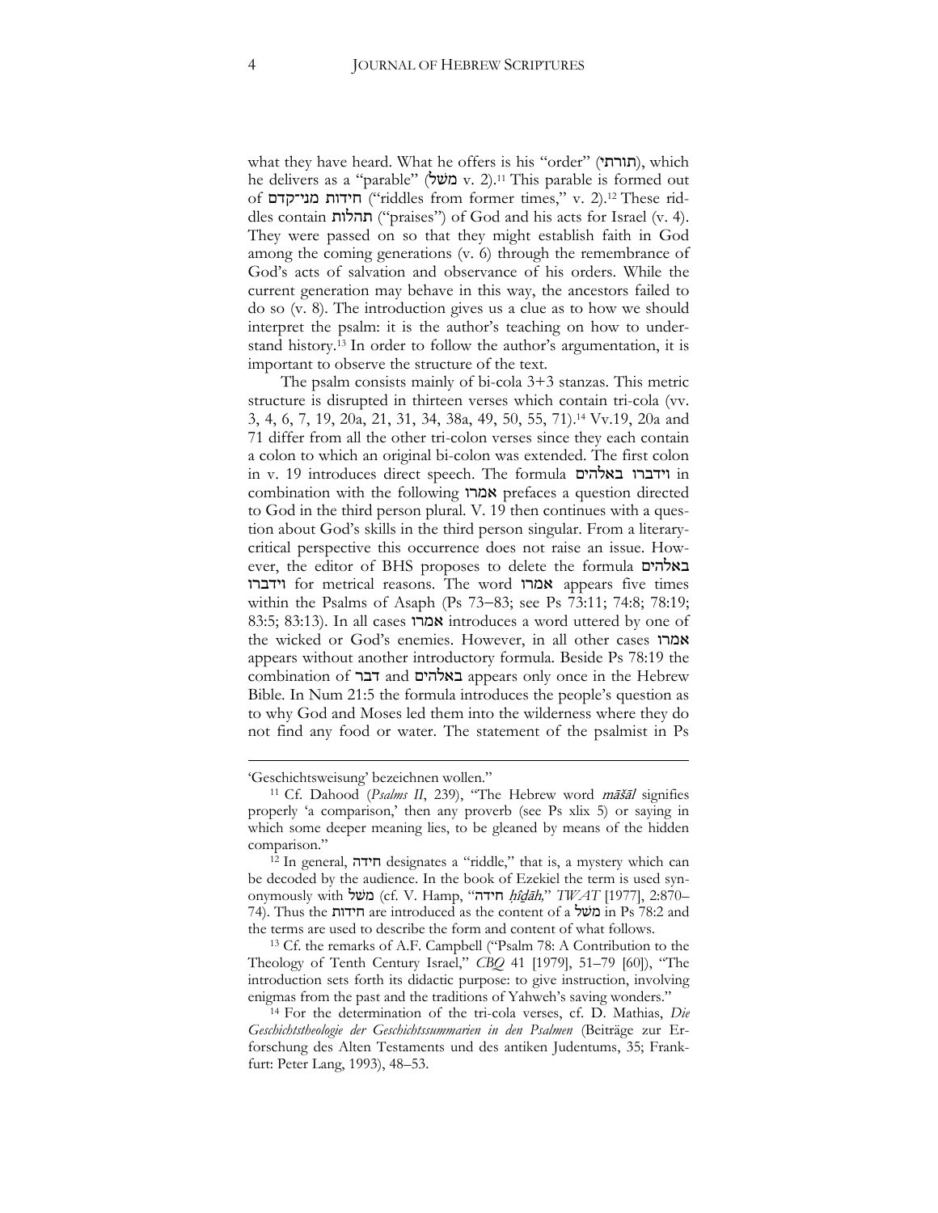what they have heard. What he offers is his "order" (תורתי), which he delivers as a "parable" (משל v. 2).[11] This parable is formed out of חידות מני־קדם ("riddles from former times," v. 2).[12] These riddles contain תהלות ("praises") of God and his acts for Israel (v. 4). They were passed on so that they might establish faith in God among the coming generations (v. 6) through the remembrance of God's acts of salvation and observance of his orders. While the current generation may behave in this way, the ancestors failed to do so (v. 8). The introduction gives us a clue as to how we should interpret the psalm: it is the author's teaching on how to understand history.[13] In order to follow the author's argumentation, it is important to observe the structure of the text.

The psalm consists mainly of bi-cola 3+3 stanzas. This metric structure is disrupted in thirteen verses which contain tri-cola (vv. 3, 4, 6, 7, 19, 20a, 21, 31, 34, 38a, 49, 50, 55, 71).[14] Vv.19, 20a and 71 differ from all the other tri-colon verses since they each contain a colon to which an original bi-colon was extended. The first colon in v. 19 introduces direct speech. The formula וידברו באלהים in combination with the following אמרו prefaces a question directed to God in the third person plural. V. 19 then continues with a question about God's skills in the third person singular. From a literary-critical perspective this occurrence does not raise an issue. However, the editor of BHS proposes to delete the formula באלהים וידברו for metrical reasons. The word אמרו appears five times within the Psalms of Asaph (Ps 73–83; see Ps 73:11; 74:8; 78:19; 83:5; 83:13). In all cases אמרו introduces a word uttered by one of the wicked or God's enemies. However, in all other cases אמרו appears without another introductory formula. Beside Ps 78:19 the combination of דבר and באלהים appears only once in the Hebrew Bible. In Num 21:5 the formula introduces the people's question as to why God and Moses led them into the wilderness where they do not find any food or water. The statement of the psalmist in Ps

---

'Geschichtsweisung' bezeichnen wollen."

[11] Cf. Dahood (*Psalms II*, 239), "The Hebrew word *māšāl* signifies properly 'a comparison,' then any proverb (see Ps xlix 5) or saying in which some deeper meaning lies, to be gleaned by means of the hidden comparison."

[12] In general, חידה designates a "riddle," that is, a mystery which can be decoded by the audience. In the book of Ezekiel the term is used synonymously with משל (cf. V. Hamp, "חידה *ḥîḏāh,*" *TWAT* [1977], 2:870–74). Thus the חידות are introduced as the content of a משל in Ps 78:2 and the terms are used to describe the form and content of what follows.

[13] Cf. the remarks of A.F. Campbell ("Psalm 78: A Contribution to the Theology of Tenth Century Israel," *CBQ* 41 [1979], 51–79 [60]), "The introduction sets forth its didactic purpose: to give instruction, involving enigmas from the past and the traditions of Yahweh's saving wonders."

[14] For the determination of the tri-cola verses, cf. D. Mathias, *Die Geschichtstheologie der Geschichtssummarien in den Psalmen* (Beiträge zur Erforschung des Alten Testaments und des antiken Judentums, 35; Frankfurt: Peter Lang, 1993), 48–53.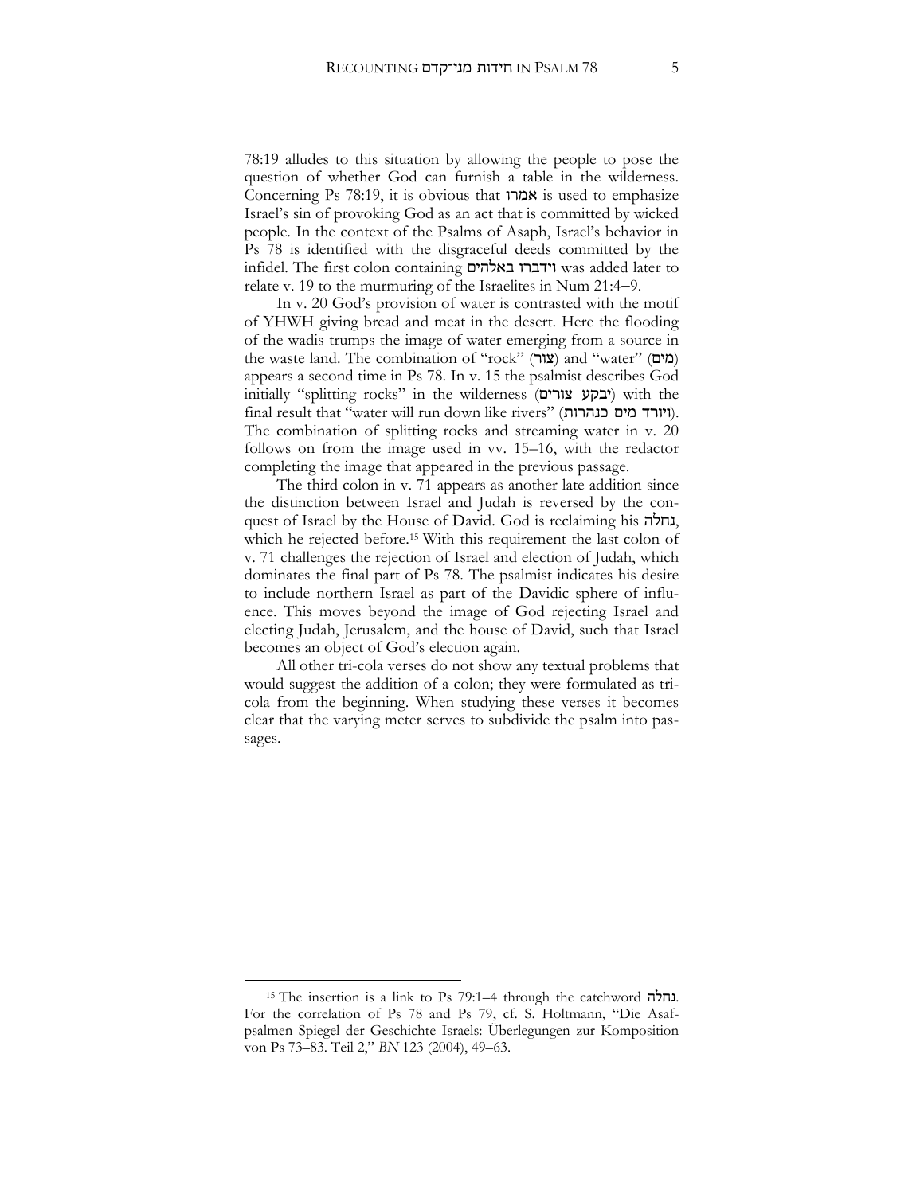78:19 alludes to this situation by allowing the people to pose the question of whether God can furnish a table in the wilderness. Concerning Ps 78:19, it is obvious that אמרו is used to emphasize Israel's sin of provoking God as an act that is committed by wicked people. In the context of the Psalms of Asaph, Israel's behavior in Ps 78 is identified with the disgraceful deeds committed by the infidel. The first colon containing וידברו באלהים was added later to relate v. 19 to the murmuring of the Israelites in Num 21:4–9.

In v. 20 God's provision of water is contrasted with the motif of YHWH giving bread and meat in the desert. Here the flooding of the wadis trumps the image of water emerging from a source in the waste land. The combination of "rock" (צור) and "water" (מים) appears a second time in Ps 78. In v. 15 the psalmist describes God initially "splitting rocks" in the wilderness (יבקע צורים) with the final result that "water will run down like rivers" (ויורד מים כנהרות). The combination of splitting rocks and streaming water in v. 20 follows on from the image used in vv. 15–16, with the redactor completing the image that appeared in the previous passage.

The third colon in v. 71 appears as another late addition since the distinction between Israel and Judah is reversed by the conquest of Israel by the House of David. God is reclaiming his נחלה, which he rejected before.[15] With this requirement the last colon of v. 71 challenges the rejection of Israel and election of Judah, which dominates the final part of Ps 78. The psalmist indicates his desire to include northern Israel as part of the Davidic sphere of influence. This moves beyond the image of God rejecting Israel and electing Judah, Jerusalem, and the house of David, such that Israel becomes an object of God's election again.

All other tri-cola verses do not show any textual problems that would suggest the addition of a colon; they were formulated as tricola from the beginning. When studying these verses it becomes clear that the varying meter serves to subdivide the psalm into passages.

---

[15] The insertion is a link to Ps 79:1–4 through the catchword נחלה. For the correlation of Ps 78 and Ps 79, cf. S. Holtmann, "Die Asafpsalmen Spiegel der Geschichte Israels: Überlegungen zur Komposition von Ps 73–83. Teil 2," *BN* 123 (2004), 49–63.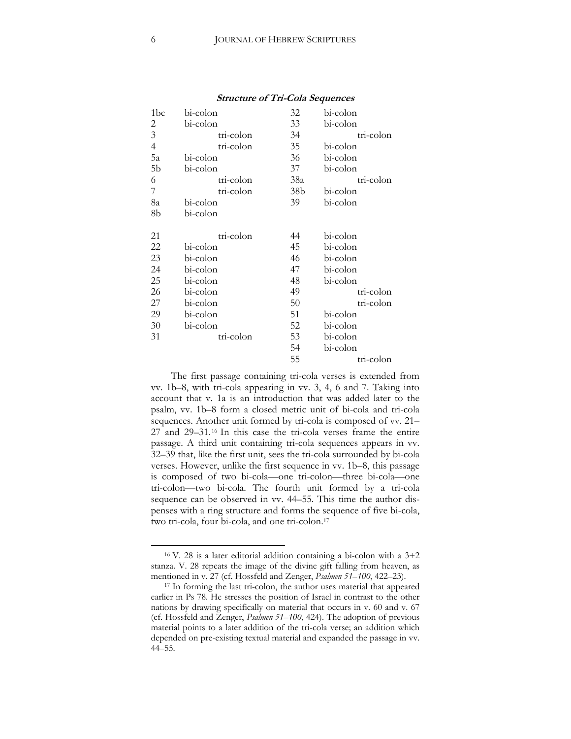***Structure of Tri-Cola Sequences***

| | | | |
|---|---|---|---|
| 1bc | bi-colon | 32 | bi-colon |
| 2 | bi-colon | 33 | bi-colon |
| 3 | tri-colon | 34 | tri-colon |
| 4 | tri-colon | 35 | bi-colon |
| 5a | bi-colon | 36 | bi-colon |
| 5b | bi-colon | 37 | bi-colon |
| 6 | tri-colon | 38a | tri-colon |
| 7 | tri-colon | 38b | bi-colon |
| 8a | bi-colon | 39 | bi-colon |
| 8b | bi-colon | | |
| | | | |
| 21 | tri-colon | 44 | bi-colon |
| 22 | bi-colon | 45 | bi-colon |
| 23 | bi-colon | 46 | bi-colon |
| 24 | bi-colon | 47 | bi-colon |
| 25 | bi-colon | 48 | bi-colon |
| 26 | bi-colon | 49 | tri-colon |
| 27 | bi-colon | 50 | tri-colon |
| 29 | bi-colon | 51 | bi-colon |
| 30 | bi-colon | 52 | bi-colon |
| 31 | tri-colon | 53 | bi-colon |
| | | 54 | bi-colon |
| | | 55 | tri-colon |

The first passage containing tri-cola verses is extended from vv. 1b–8, with tri-cola appearing in vv. 3, 4, 6 and 7. Taking into account that v. 1a is an introduction that was added later to the psalm, vv. 1b–8 form a closed metric unit of bi-cola and tri-cola sequences. Another unit formed by tri-cola is composed of vv. 21–27 and 29–31.[16] In this case the tri-cola verses frame the entire passage. A third unit containing tri-cola sequences appears in vv. 32–39 that, like the first unit, sees the tri-cola surrounded by bi-cola verses. However, unlike the first sequence in vv. 1b–8, this passage is composed of two bi-cola—one tri-colon—three bi-cola—one tri-colon—two bi-cola. The fourth unit formed by a tri-cola sequence can be observed in vv. 44–55. This time the author dispenses with a ring structure and forms the sequence of five bi-cola, two tri-cola, four bi-cola, and one tri-colon.[17]

[16] V. 28 is a later editorial addition containing a bi-colon with a 3+2 stanza. V. 28 repeats the image of the divine gift falling from heaven, as mentioned in v. 27 (cf. Hossfeld and Zenger, *Psalmen 51–100*, 422–23).

[17] In forming the last tri-colon, the author uses material that appeared earlier in Ps 78. He stresses the position of Israel in contrast to the other nations by drawing specifically on material that occurs in v. 60 and v. 67 (cf. Hossfeld and Zenger, *Psalmen 51–100*, 424). The adoption of previous material points to a later addition of the tri-cola verse; an addition which depended on pre-existing textual material and expanded the passage in vv. 44–55.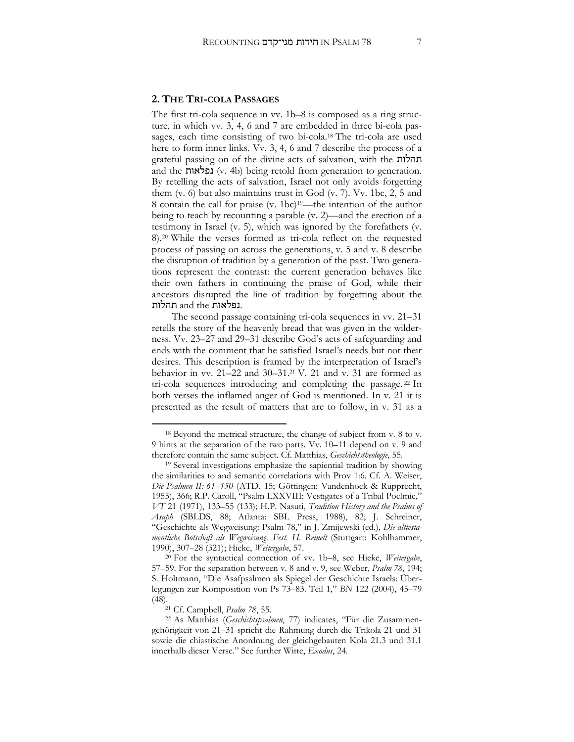## 2. THE TRI-COLA PASSAGES

The first tri-cola sequence in vv. 1b–8 is composed as a ring structure, in which vv. 3, 4, 6 and 7 are embedded in three bi-cola passages, each time consisting of two bi-cola.[18] The tri-cola are used here to form inner links. Vv. 3, 4, 6 and 7 describe the process of a grateful passing on of the divine acts of salvation, with the תהלות and the נפלאות (v. 4b) being retold from generation to generation. By retelling the acts of salvation, Israel not only avoids forgetting them (v. 6) but also maintains trust in God (v. 7). Vv. 1bc, 2, 5 and 8 contain the call for praise (v. 1bc)[19]—the intention of the author being to teach by recounting a parable (v. 2)—and the erection of a testimony in Israel (v. 5), which was ignored by the forefathers (v. 8).[20] While the verses formed as tri-cola reflect on the requested process of passing on across the generations, v. 5 and v. 8 describe the disruption of tradition by a generation of the past. Two generations represent the contrast: the current generation behaves like their own fathers in continuing the praise of God, while their ancestors disrupted the line of tradition by forgetting about the תהלות and the נפלאות.

The second passage containing tri-cola sequences in vv. 21–31 retells the story of the heavenly bread that was given in the wilderness. Vv. 23–27 and 29–31 describe God's acts of safeguarding and ends with the comment that he satisfied Israel's needs but not their desires. This description is framed by the interpretation of Israel's behavior in vv. 21–22 and 30–31.[21] V. 21 and v. 31 are formed as tri-cola sequences introducing and completing the passage.[22] In both verses the inflamed anger of God is mentioned. In v. 21 it is presented as the result of matters that are to follow, in v. 31 as a

---

[18] Beyond the metrical structure, the change of subject from v. 8 to v. 9 hints at the separation of the two parts. Vv. 10–11 depend on v. 9 and therefore contain the same subject. Cf. Matthias, *Geschichtstheologie*, 55.

[19] Several investigations emphasize the sapiential tradition by showing the similarities to and semantic correlations with Prov 1:6. Cf. A. Weiser, *Die Psalmen II: 61–150* (ATD, 15; Göttingen: Vandenhoek & Rupprecht, 1955), 366; R.P. Caroll, "Psalm LXXVIII: Vestigates of a Tribal Poelmic," *VT* 21 (1971), 133–55 (133); H.P. Nasuti, *Tradition History and the Psalms of Asaph* (SBLDS, 88; Atlanta: SBL Press, 1988), 82; J. Schreiner, "Geschichte als Wegweisung: Psalm 78," in J. Zmijewski (ed.), *Die alttestamentliche Botschaft als Wegweisung. Fest. H. Reinelt* (Stuttgart: Kohlhammer, 1990), 307–28 (321); Hieke, *Weitergabe*, 57.

[20] For the syntactical connection of vv. 1b–8, see Hieke, *Weitergabe*, 57–59. For the separation between v. 8 and v. 9, see Weber, *Psalm 78*, 194; S. Holtmann, "Die Asafpsalmen als Spiegel der Geschichte Israels: Überlegungen zur Komposition von Ps 73–83. Teil 1," *BN* 122 (2004), 45–79 (48).

[21] Cf. Campbell, *Psalm 78*, 55.

[22] As Matthias (*Geschichtspsalmen*, 77) indicates, "Für die Zusammengehörigkeit von 21–31 spricht die Rahmung durch die Trikola 21 und 31 sowie die chiastische Anordnung der gleichgebauten Kola 21.3 und 31.1 innerhalb dieser Verse." See further Witte, *Exodus*, 24.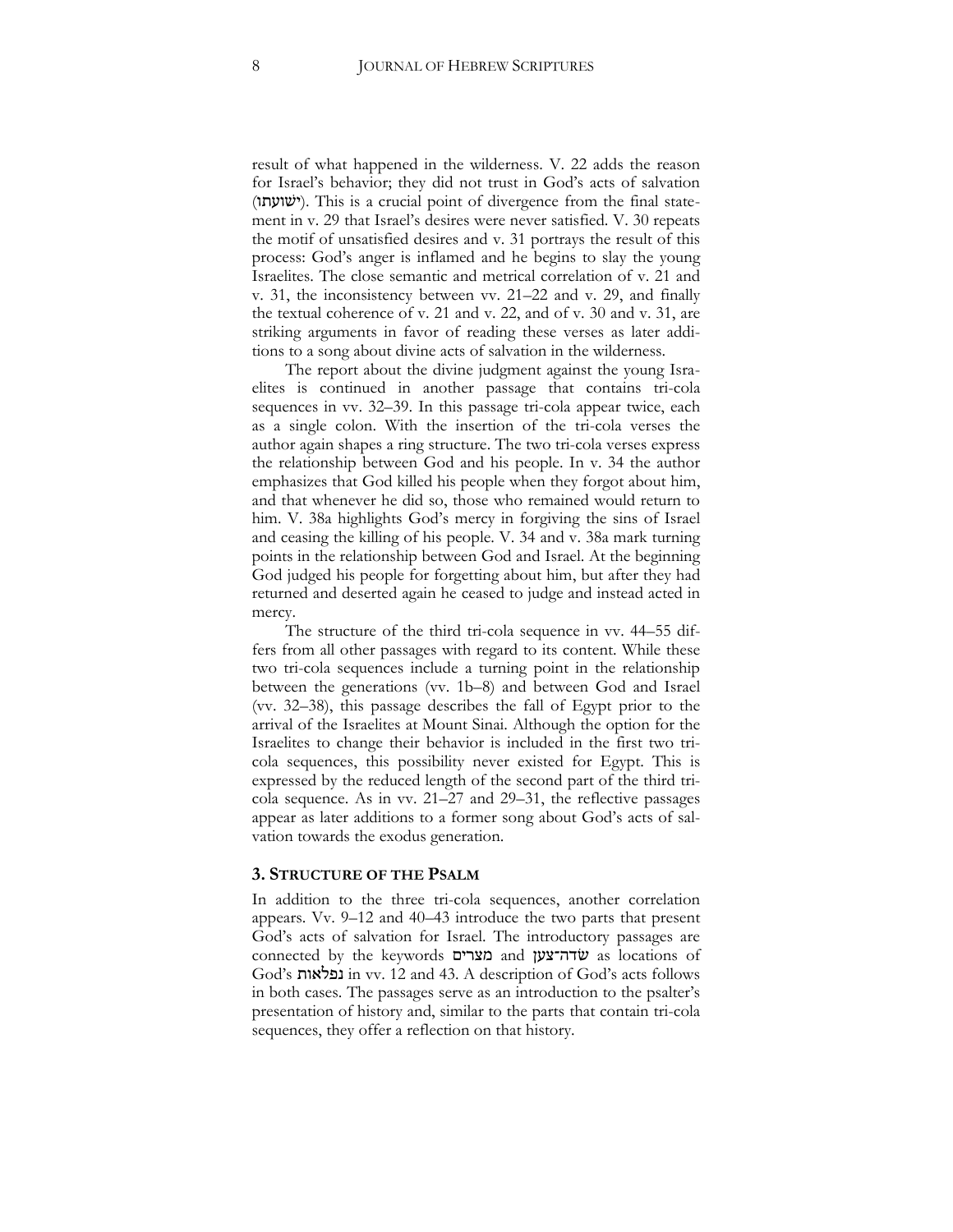result of what happened in the wilderness. V. 22 adds the reason for Israel's behavior; they did not trust in God's acts of salvation (ישועתו). This is a crucial point of divergence from the final statement in v. 29 that Israel's desires were never satisfied. V. 30 repeats the motif of unsatisfied desires and v. 31 portrays the result of this process: God's anger is inflamed and he begins to slay the young Israelites. The close semantic and metrical correlation of v. 21 and v. 31, the inconsistency between vv. 21–22 and v. 29, and finally the textual coherence of v. 21 and v. 22, and of v. 30 and v. 31, are striking arguments in favor of reading these verses as later additions to a song about divine acts of salvation in the wilderness.

The report about the divine judgment against the young Israelites is continued in another passage that contains tri-cola sequences in vv. 32–39. In this passage tri-cola appear twice, each as a single colon. With the insertion of the tri-cola verses the author again shapes a ring structure. The two tri-cola verses express the relationship between God and his people. In v. 34 the author emphasizes that God killed his people when they forgot about him, and that whenever he did so, those who remained would return to him. V. 38a highlights God's mercy in forgiving the sins of Israel and ceasing the killing of his people. V. 34 and v. 38a mark turning points in the relationship between God and Israel. At the beginning God judged his people for forgetting about him, but after they had returned and deserted again he ceased to judge and instead acted in mercy.

The structure of the third tri-cola sequence in vv. 44–55 differs from all other passages with regard to its content. While these two tri-cola sequences include a turning point in the relationship between the generations (vv. 1b–8) and between God and Israel (vv. 32–38), this passage describes the fall of Egypt prior to the arrival of the Israelites at Mount Sinai. Although the option for the Israelites to change their behavior is included in the first two tri-cola sequences, this possibility never existed for Egypt. This is expressed by the reduced length of the second part of the third tri-cola sequence. As in vv. 21–27 and 29–31, the reflective passages appear as later additions to a former song about God's acts of salvation towards the exodus generation.

## 3. Structure of the Psalm

In addition to the three tri-cola sequences, another correlation appears. Vv. 9–12 and 40–43 introduce the two parts that present God's acts of salvation for Israel. The introductory passages are connected by the keywords מצרים and שׂדה־צען as locations of God's נפלאות in vv. 12 and 43. A description of God's acts follows in both cases. The passages serve as an introduction to the psalter's presentation of history and, similar to the parts that contain tri-cola sequences, they offer a reflection on that history.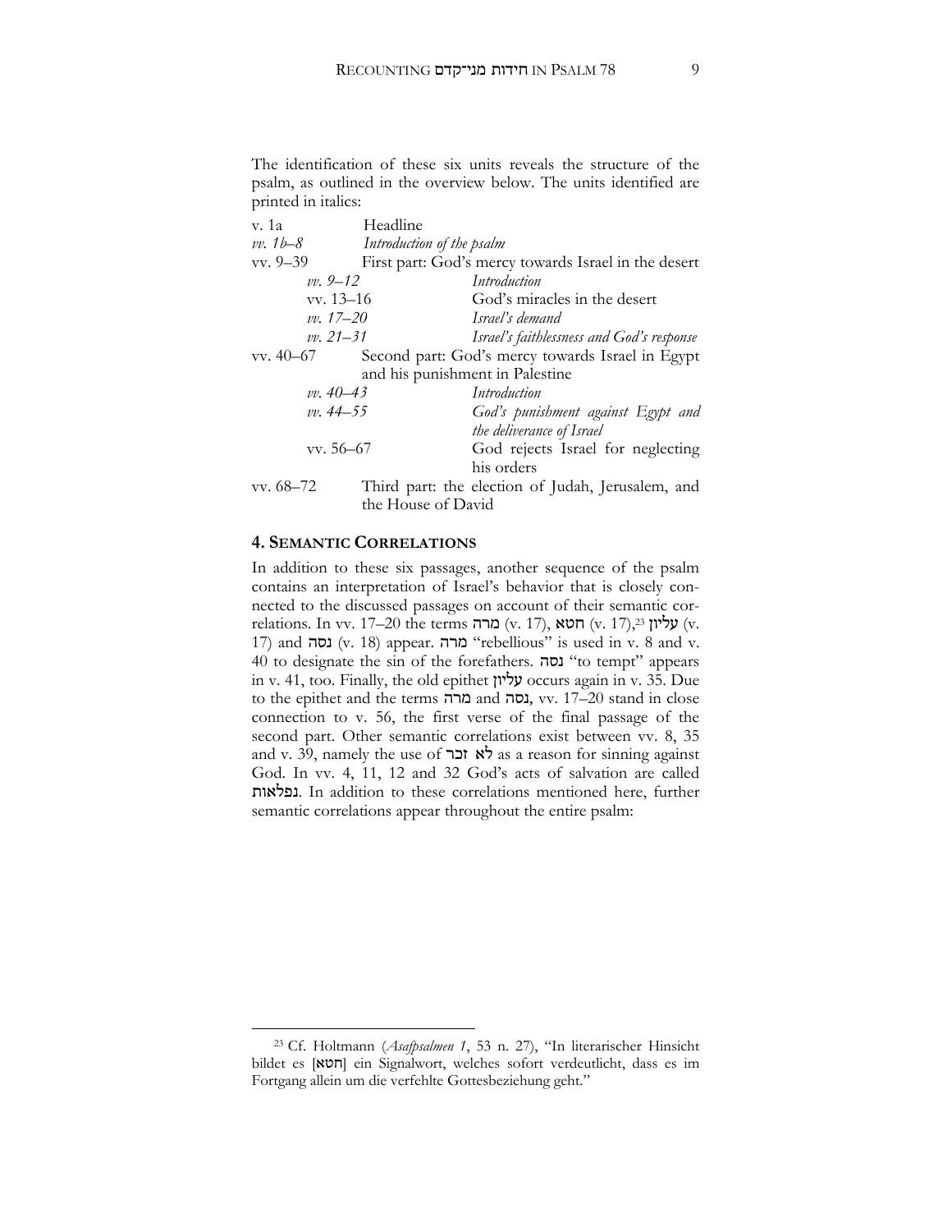The identification of these six units reveals the structure of the psalm, as outlined in the overview below. The units identified are printed in italics:

| | | |
|---|---|---|
| v. 1a | Headline | |
| *vv. 1b–8* | *Introduction of the psalm* | |
| vv. 9–39 | First part: God's mercy towards Israel in the desert | |
| | *vv. 9–12* | *Introduction* |
| | vv. 13–16 | God's miracles in the desert |
| | *vv. 17–20* | *Israel's demand* |
| | *vv. 21–31* | *Israel's faithlessness and God's response* |
| vv. 40–67 | Second part: God's mercy towards Israel in Egypt and his punishment in Palestine | |
| | *vv. 40–43* | *Introduction* |
| | *vv. 44–55* | *God's punishment against Egypt and the deliverance of Israel* |
| | vv. 56–67 | God rejects Israel for neglecting his orders |
| vv. 68–72 | Third part: the election of Judah, Jerusalem, and the House of David | |

## 4. Semantic Correlations

In addition to these six passages, another sequence of the psalm contains an interpretation of Israel's behavior that is closely connected to the discussed passages on account of their semantic correlations. In vv. 17–20 the terms מרה (v. 17), חטא (v. 17),[23] עליון (v. 17) and נסה (v. 18) appear. מרה "rebellious" is used in v. 8 and v. 40 to designate the sin of the forefathers. נסה "to tempt" appears in v. 41, too. Finally, the old epithet עליון occurs again in v. 35. Due to the epithet and the terms מרה and נסה, vv. 17–20 stand in close connection to v. 56, the first verse of the final passage of the second part. Other semantic correlations exist between vv. 8, 35 and v. 39, namely the use of לא זכר as a reason for sinning against God. In vv. 4, 11, 12 and 32 God's acts of salvation are called נפלאות. In addition to these correlations mentioned here, further semantic correlations appear throughout the entire psalm:

[23] Cf. Holtmann (*Asafpsalmen 1*, 53 n. 27), "In literarischer Hinsicht bildet es [חטא] ein Signalwort, welches sofort verdeutlicht, dass es im Fortgang allein um die verfehlte Gottesbeziehung geht."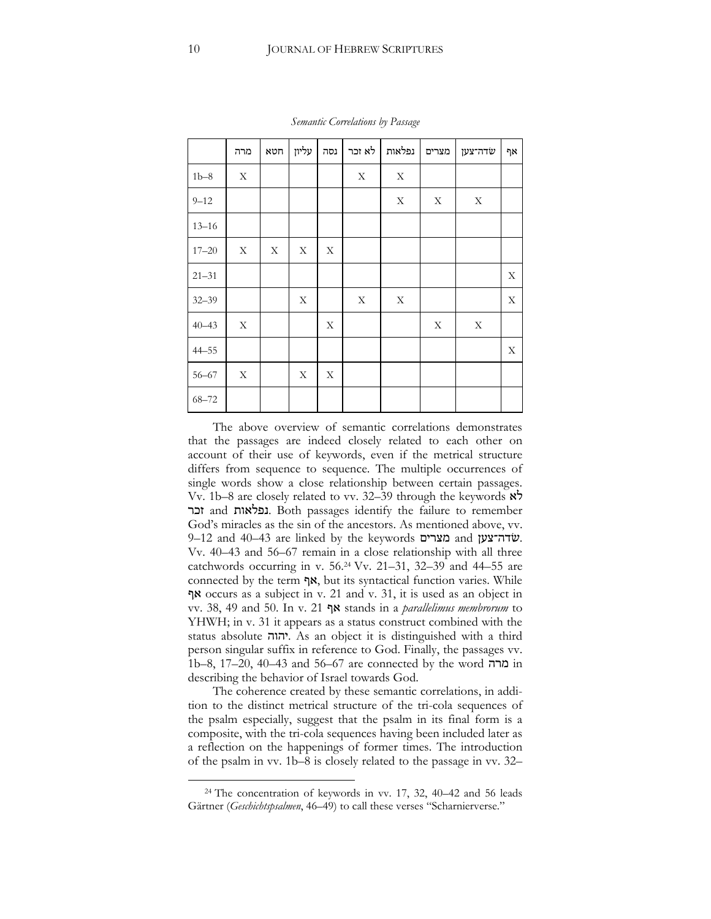*Semantic Correlations by Passage*

| | מרה | חטא | עליון | נסה | לא זכר | נפלאות | מצרים | שׂדה־צען | אף |
|---|---|---|---|---|---|---|---|---|---|
| 1b–8 | X | | | | X | X | | | |
| 9–12 | | | | | | X | X | X | |
| 13–16 | | | | | | | | | |
| 17–20 | X | X | X | X | | | | | |
| 21–31 | | | | | | | | | X |
| 32–39 | | | X | | X | X | | | X |
| 40–43 | X | | | X | | | X | X | |
| 44–55 | | | | | | | | | X |
| 56–67 | X | | X | X | | | | | |
| 68–72 | | | | | | | | | |

The above overview of semantic correlations demonstrates that the passages are indeed closely related to each other on account of their use of keywords, even if the metrical structure differs from sequence to sequence. The multiple occurrences of single words show a close relationship between certain passages. Vv. 1b–8 are closely related to vv. 32–39 through the keywords לא זכר and נפלאות. Both passages identify the failure to remember God's miracles as the sin of the ancestors. As mentioned above, vv. 9–12 and 40–43 are linked by the keywords מצרים and שׂדה־צען. Vv. 40–43 and 56–67 remain in a close relationship with all three catchwords occurring in v. 56.[24] Vv. 21–31, 32–39 and 44–55 are connected by the term אף, but its syntactical function varies. While אף occurs as a subject in v. 21 and v. 31, it is used as an object in vv. 38, 49 and 50. In v. 21 אף stands in a *parallelimus membrorum* to YHWH; in v. 31 it appears as a status construct combined with the status absolute יהוה. As an object it is distinguished with a third person singular suffix in reference to God. Finally, the passages vv. 1b–8, 17–20, 40–43 and 56–67 are connected by the word מרה in describing the behavior of Israel towards God.

The coherence created by these semantic correlations, in addition to the distinct metrical structure of the tri-cola sequences of the psalm especially, suggest that the psalm in its final form is a composite, with the tri-cola sequences having been included later as a reflection on the happenings of former times. The introduction of the psalm in vv. 1b–8 is closely related to the passage in vv. 32–

[24] The concentration of keywords in vv. 17, 32, 40–42 and 56 leads Gärtner (*Geschichtspsalmen*, 46–49) to call these verses "Scharnierverse."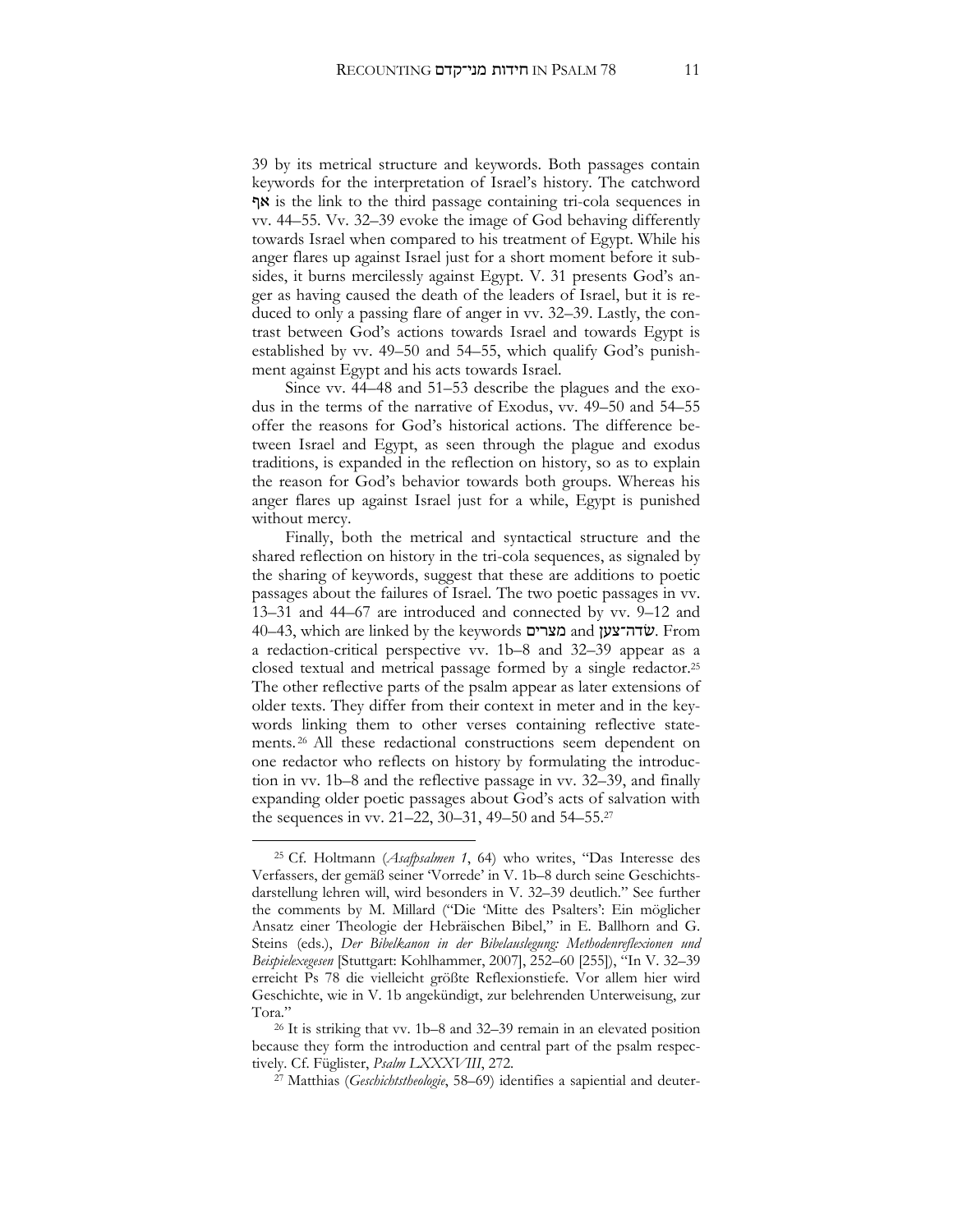39 by its metrical structure and keywords. Both passages contain keywords for the interpretation of Israel's history. The catchword אף is the link to the third passage containing tri-cola sequences in vv. 44–55. Vv. 32–39 evoke the image of God behaving differently towards Israel when compared to his treatment of Egypt. While his anger flares up against Israel just for a short moment before it subsides, it burns mercilessly against Egypt. V. 31 presents God's anger as having caused the death of the leaders of Israel, but it is reduced to only a passing flare of anger in vv. 32–39. Lastly, the contrast between God's actions towards Israel and towards Egypt is established by vv. 49–50 and 54–55, which qualify God's punishment against Egypt and his acts towards Israel.

Since vv. 44–48 and 51–53 describe the plagues and the exodus in the terms of the narrative of Exodus, vv. 49–50 and 54–55 offer the reasons for God's historical actions. The difference between Israel and Egypt, as seen through the plague and exodus traditions, is expanded in the reflection on history, so as to explain the reason for God's behavior towards both groups. Whereas his anger flares up against Israel just for a while, Egypt is punished without mercy.

Finally, both the metrical and syntactical structure and the shared reflection on history in the tri-cola sequences, as signaled by the sharing of keywords, suggest that these are additions to poetic passages about the failures of Israel. The two poetic passages in vv. 13–31 and 44–67 are introduced and connected by vv. 9–12 and 40–43, which are linked by the keywords מצרים and שְׂדֵה־צֹעַן. From a redaction-critical perspective vv. 1b–8 and 32–39 appear as a closed textual and metrical passage formed by a single redactor.[25] The other reflective parts of the psalm appear as later extensions of older texts. They differ from their context in meter and in the keywords linking them to other verses containing reflective statements.[26] All these redactional constructions seem dependent on one redactor who reflects on history by formulating the introduction in vv. 1b–8 and the reflective passage in vv. 32–39, and finally expanding older poetic passages about God's acts of salvation with the sequences in vv. 21–22, 30–31, 49–50 and 54–55.[27]

---

[25] Cf. Holtmann (*Asafpsalmen 1*, 64) who writes, "Das Interesse des Verfassers, der gemäß seiner 'Vorrede' in V. 1b–8 durch seine Geschichtsdarstellung lehren will, wird besonders in V. 32–39 deutlich." See further the comments by M. Millard ("Die 'Mitte des Psalters': Ein möglicher Ansatz einer Theologie der Hebräischen Bibel," in E. Ballhorn and G. Steins (eds.), *Der Bibelkanon in der Bibelauslegung: Methodenreflexionen und Beispielexegesen* [Stuttgart: Kohlhammer, 2007], 252–60 [255]), "In V. 32–39 erreicht Ps 78 die vielleicht größte Reflexionstiefe. Vor allem hier wird Geschichte, wie in V. 1b angekündigt, zur belehrenden Unterweisung, zur Tora."

[26] It is striking that vv. 1b–8 and 32–39 remain in an elevated position because they form the introduction and central part of the psalm respectively. Cf. Füglister, *Psalm LXXXVIII*, 272.

[27] Matthias (*Geschichtstheologie*, 58–69) identifies a sapiential and deuter-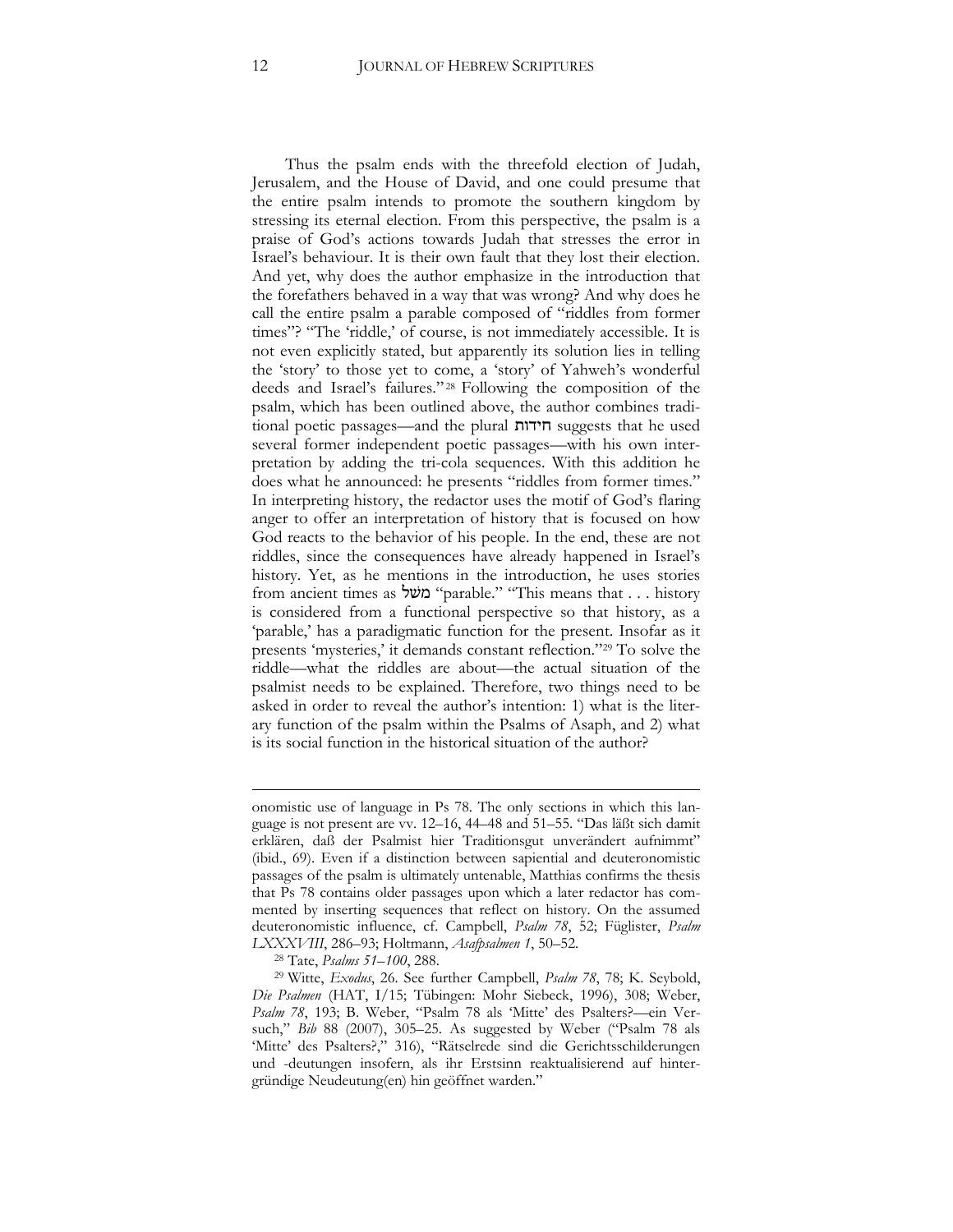Thus the psalm ends with the threefold election of Judah, Jerusalem, and the House of David, and one could presume that the entire psalm intends to promote the southern kingdom by stressing its eternal election. From this perspective, the psalm is a praise of God's actions towards Judah that stresses the error in Israel's behaviour. It is their own fault that they lost their election. And yet, why does the author emphasize in the introduction that the forefathers behaved in a way that was wrong? And why does he call the entire psalm a parable composed of "riddles from former times"? "The 'riddle,' of course, is not immediately accessible. It is not even explicitly stated, but apparently its solution lies in telling the 'story' to those yet to come, a 'story' of Yahweh's wonderful deeds and Israel's failures."[28] Following the composition of the psalm, which has been outlined above, the author combines traditional poetic passages—and the plural חידות suggests that he used several former independent poetic passages—with his own interpretation by adding the tri-cola sequences. With this addition he does what he announced: he presents "riddles from former times." In interpreting history, the redactor uses the motif of God's flaring anger to offer an interpretation of history that is focused on how God reacts to the behavior of his people. In the end, these are not riddles, since the consequences have already happened in Israel's history. Yet, as he mentions in the introduction, he uses stories from ancient times as משל "parable." "This means that . . . history is considered from a functional perspective so that history, as a 'parable,' has a paradigmatic function for the present. Insofar as it presents 'mysteries,' it demands constant reflection."[29] To solve the riddle—what the riddles are about—the actual situation of the psalmist needs to be explained. Therefore, two things need to be asked in order to reveal the author's intention: 1) what is the literary function of the psalm within the Psalms of Asaph, and 2) what is its social function in the historical situation of the author?

---

onomistic use of language in Ps 78. The only sections in which this language is not present are vv. 12–16, 44–48 and 51–55. "Das läßt sich damit erklären, daß der Psalmist hier Traditionsgut unverändert aufnimmt" (ibid., 69). Even if a distinction between sapiential and deuteronomistic passages of the psalm is ultimately untenable, Matthias confirms the thesis that Ps 78 contains older passages upon which a later redactor has commented by inserting sequences that reflect on history. On the assumed deuteronomistic influence, cf. Campbell, *Psalm 78*, 52; Füglister, *Psalm LXXXVIII*, 286–93; Holtmann, *Asafpsalmen 1*, 50–52.

[28] Tate, *Psalms 51–100*, 288.

[29] Witte, *Exodus*, 26. See further Campbell, *Psalm 78*, 78; K. Seybold, *Die Psalmen* (HAT, I/15; Tübingen: Mohr Siebeck, 1996), 308; Weber, *Psalm 78*, 193; B. Weber, "Psalm 78 als 'Mitte' des Psalters?—ein Versuch," *Bib* 88 (2007), 305–25. As suggested by Weber ("Psalm 78 als 'Mitte' des Psalters?," 316), "Rätselrede sind die Gerichtsschilderungen und -deutungen insofern, als ihr Erstsinn reaktualisierend auf hintergründige Neudeutung(en) hin geöffnet warden."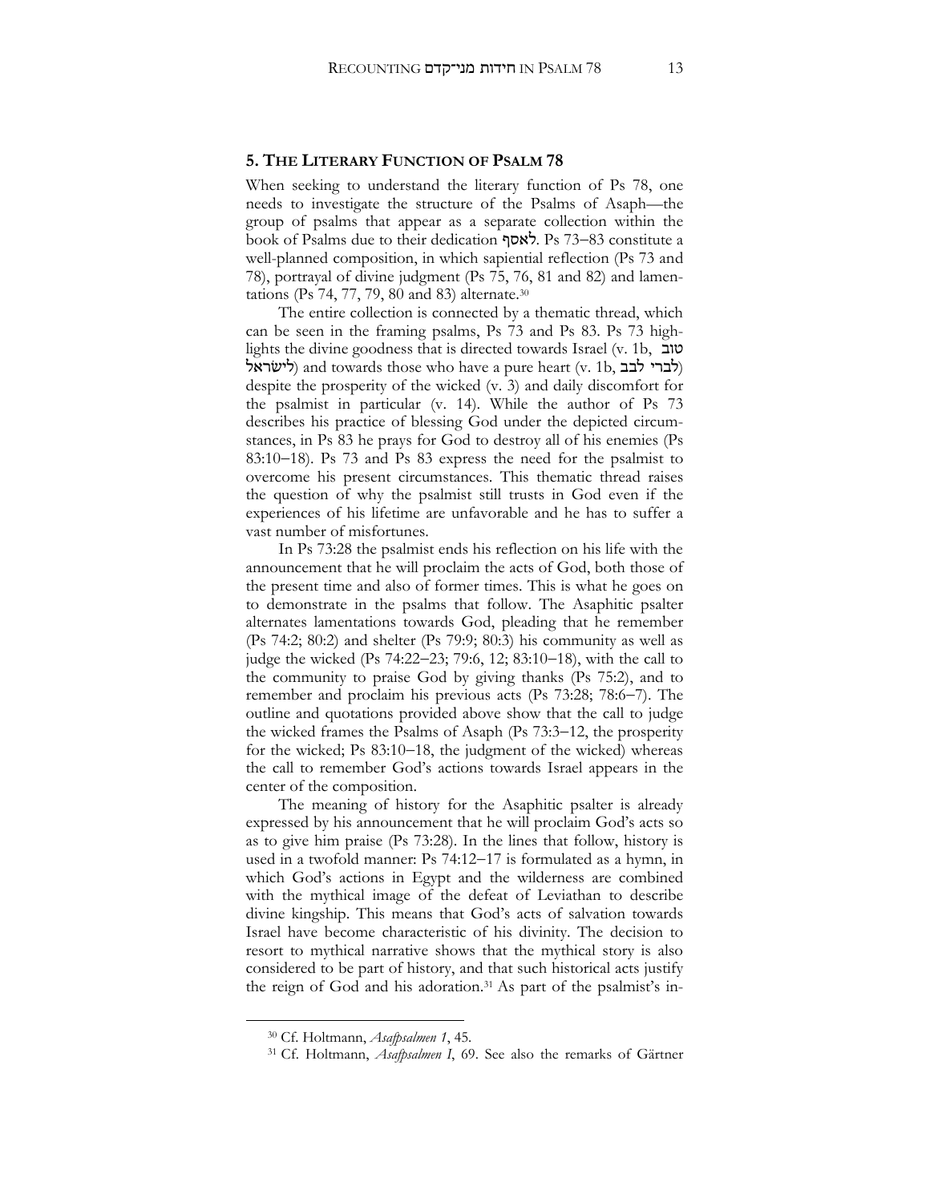## 5. The Literary Function of Psalm 78

When seeking to understand the literary function of Ps 78, one needs to investigate the structure of the Psalms of Asaph—the group of psalms that appear as a separate collection within the book of Psalms due to their dedication לאסף. Ps 73–83 constitute a well-planned composition, in which sapiential reflection (Ps 73 and 78), portrayal of divine judgment (Ps 75, 76, 81 and 82) and lamentations (Ps 74, 77, 79, 80 and 83) alternate.[30]

The entire collection is connected by a thematic thread, which can be seen in the framing psalms, Ps 73 and Ps 83. Ps 73 highlights the divine goodness that is directed towards Israel (v. 1b, טוב לישׂראל) and towards those who have a pure heart (v. 1b, לברי לבב) despite the prosperity of the wicked (v. 3) and daily discomfort for the psalmist in particular (v. 14). While the author of Ps 73 describes his practice of blessing God under the depicted circumstances, in Ps 83 he prays for God to destroy all of his enemies (Ps 83:10–18). Ps 73 and Ps 83 express the need for the psalmist to overcome his present circumstances. This thematic thread raises the question of why the psalmist still trusts in God even if the experiences of his lifetime are unfavorable and he has to suffer a vast number of misfortunes.

In Ps 73:28 the psalmist ends his reflection on his life with the announcement that he will proclaim the acts of God, both those of the present time and also of former times. This is what he goes on to demonstrate in the psalms that follow. The Asaphitic psalter alternates lamentations towards God, pleading that he remember (Ps 74:2; 80:2) and shelter (Ps 79:9; 80:3) his community as well as judge the wicked (Ps 74:22–23; 79:6, 12; 83:10–18), with the call to the community to praise God by giving thanks (Ps 75:2), and to remember and proclaim his previous acts (Ps 73:28; 78:6–7). The outline and quotations provided above show that the call to judge the wicked frames the Psalms of Asaph (Ps 73:3–12, the prosperity for the wicked; Ps 83:10–18, the judgment of the wicked) whereas the call to remember God's actions towards Israel appears in the center of the composition.

The meaning of history for the Asaphitic psalter is already expressed by his announcement that he will proclaim God's acts so as to give him praise (Ps 73:28). In the lines that follow, history is used in a twofold manner: Ps 74:12–17 is formulated as a hymn, in which God's actions in Egypt and the wilderness are combined with the mythical image of the defeat of Leviathan to describe divine kingship. This means that God's acts of salvation towards Israel have become characteristic of his divinity. The decision to resort to mythical narrative shows that the mythical story is also considered to be part of history, and that such historical acts justify the reign of God and his adoration.[31] As part of the psalmist's in-

[30] Cf. Holtmann, *Asafpsalmen 1*, 45.

[31] Cf. Holtmann, *Asafpsalmen I*, 69. See also the remarks of Gärtner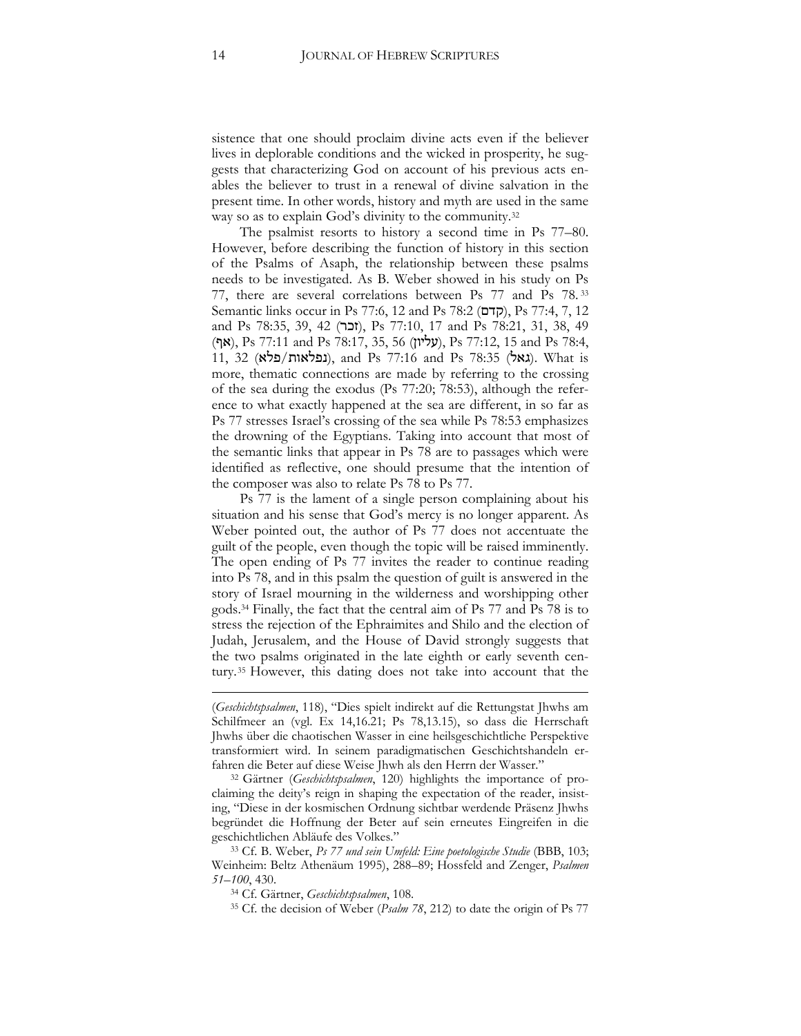sistence that one should proclaim divine acts even if the believer lives in deplorable conditions and the wicked in prosperity, he suggests that characterizing God on account of his previous acts enables the believer to trust in a renewal of divine salvation in the present time. In other words, history and myth are used in the same way so as to explain God's divinity to the community.[32]

The psalmist resorts to history a second time in Ps 77–80. However, before describing the function of history in this section of the Psalms of Asaph, the relationship between these psalms needs to be investigated. As B. Weber showed in his study on Ps 77, there are several correlations between Ps 77 and Ps 78.[33] Semantic links occur in Ps 77:6, 12 and Ps 78:2 (קדם), Ps 77:4, 7, 12 and Ps 78:35, 39, 42 (זכר), Ps 77:10, 17 and Ps 78:21, 31, 38, 49 (אף), Ps 77:11 and Ps 78:17, 35, 56 (עליון), Ps 77:12, 15 and Ps 78:4, 11, 32 (נפלאות/פלא), and Ps 77:16 and Ps 78:35 (גאל). What is more, thematic connections are made by referring to the crossing of the sea during the exodus (Ps 77:20; 78:53), although the reference to what exactly happened at the sea are different, in so far as Ps 77 stresses Israel's crossing of the sea while Ps 78:53 emphasizes the drowning of the Egyptians. Taking into account that most of the semantic links that appear in Ps 78 are to passages which were identified as reflective, one should presume that the intention of the composer was also to relate Ps 78 to Ps 77.

Ps 77 is the lament of a single person complaining about his situation and his sense that God's mercy is no longer apparent. As Weber pointed out, the author of Ps 77 does not accentuate the guilt of the people, even though the topic will be raised imminently. The open ending of Ps 77 invites the reader to continue reading into Ps 78, and in this psalm the question of guilt is answered in the story of Israel mourning in the wilderness and worshipping other gods.[34] Finally, the fact that the central aim of Ps 77 and Ps 78 is to stress the rejection of the Ephraimites and Shilo and the election of Judah, Jerusalem, and the House of David strongly suggests that the two psalms originated in the late eighth or early seventh century.[35] However, this dating does not take into account that the

---

(*Geschichtspsalmen*, 118), "Dies spielt indirekt auf die Rettungstat Jhwhs am Schilfmeer an (vgl. Ex 14,16.21; Ps 78,13.15), so dass die Herrschaft Jhwhs über die chaotischen Wasser in eine heilsgeschichtliche Perspektive transformiert wird. In seinem paradigmatischen Geschichtshandeln erfahren die Beter auf diese Weise Jhwh als den Herrn der Wasser."

[32] Gärtner (*Geschichtspsalmen*, 120) highlights the importance of proclaiming the deity's reign in shaping the expectation of the reader, insisting, "Diese in der kosmischen Ordnung sichtbar werdende Präsenz Jhwhs begründet die Hoffnung der Beter auf sein erneutes Eingreifen in die geschichtlichen Abläufe des Volkes."

[33] Cf. B. Weber, *Ps 77 und sein Umfeld: Eine poetologische Studie* (BBB, 103; Weinheim: Beltz Athenäum 1995), 288–89; Hossfeld and Zenger, *Psalmen 51–100*, 430.

[34] Cf. Gärtner, *Geschichtspsalmen*, 108.

[35] Cf. the decision of Weber (*Psalm 78*, 212) to date the origin of Ps 77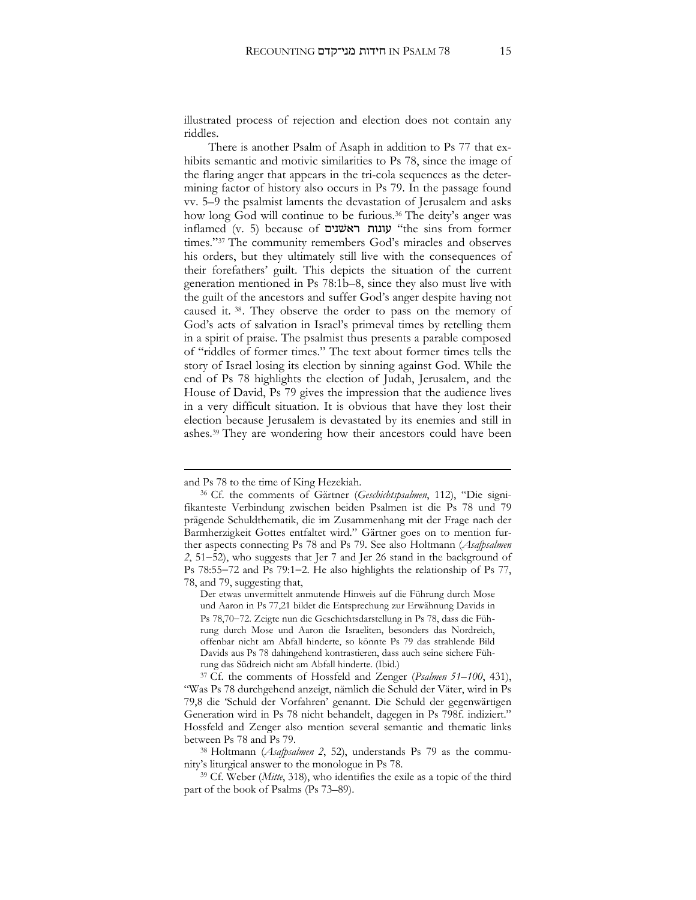illustrated process of rejection and election does not contain any riddles.

There is another Psalm of Asaph in addition to Ps 77 that exhibits semantic and motivic similarities to Ps 78, since the image of the flaring anger that appears in the tri-cola sequences as the determining factor of history also occurs in Ps 79. In the passage found vv. 5–9 the psalmist laments the devastation of Jerusalem and asks how long God will continue to be furious.[36] The deity's anger was inflamed (v. 5) because of עונות ראשנים "the sins from former times."[37] The community remembers God's miracles and observes his orders, but they ultimately still live with the consequences of their forefathers' guilt. This depicts the situation of the current generation mentioned in Ps 78:1b–8, since they also must live with the guilt of the ancestors and suffer God's anger despite having not caused it. [38]. They observe the order to pass on the memory of God's acts of salvation in Israel's primeval times by retelling them in a spirit of praise. The psalmist thus presents a parable composed of "riddles of former times." The text about former times tells the story of Israel losing its election by sinning against God. While the end of Ps 78 highlights the election of Judah, Jerusalem, and the House of David, Ps 79 gives the impression that the audience lives in a very difficult situation. It is obvious that have they lost their election because Jerusalem is devastated by its enemies and still in ashes.[39] They are wondering how their ancestors could have been

---

and Ps 78 to the time of King Hezekiah.

[36] Cf. the comments of Gärtner (*Geschichtspsalmen*, 112), "Die signifikanteste Verbindung zwischen beiden Psalmen ist die Ps 78 und 79 prägende Schuldthematik, die im Zusammenhang mit der Frage nach der Barmherzigkeit Gottes entfaltet wird." Gärtner goes on to mention further aspects connecting Ps 78 and Ps 79. See also Holtmann (*Asafpsalmen 2*, 51–52), who suggests that Jer 7 and Jer 26 stand in the background of Ps 78:55–72 and Ps 79:1–2. He also highlights the relationship of Ps 77, 78, and 79, suggesting that,

> Der etwas unvermittelt anmutende Hinweis auf die Führung durch Mose und Aaron in Ps 77,21 bildet die Entsprechung zur Erwähnung Davids in Ps 78,70–72. Zeigte nun die Geschichtsdarstellung in Ps 78, dass die Führung durch Mose und Aaron die Israeliten, besonders das Nordreich, offenbar nicht am Abfall hinderte, so könnte Ps 79 das strahlende Bild Davids aus Ps 78 dahingehend kontrastieren, dass auch seine sichere Führung das Südreich nicht am Abfall hinderte. (Ibid.)

[37] Cf. the comments of Hossfeld and Zenger (*Psalmen 51–100*, 431), "Was Ps 78 durchgehend anzeigt, nämlich die Schuld der Väter, wird in Ps 79,8 die 'Schuld der Vorfahren' genannt. Die Schuld der gegenwärtigen Generation wird in Ps 78 nicht behandelt, dagegen in Ps 798f. indiziert." Hossfeld and Zenger also mention several semantic and thematic links between Ps 78 and Ps 79.

[38] Holtmann (*Asafpsalmen 2*, 52), understands Ps 79 as the community's liturgical answer to the monologue in Ps 78.

[39] Cf. Weber (*Mitte*, 318), who identifies the exile as a topic of the third part of the book of Psalms (Ps 73–89).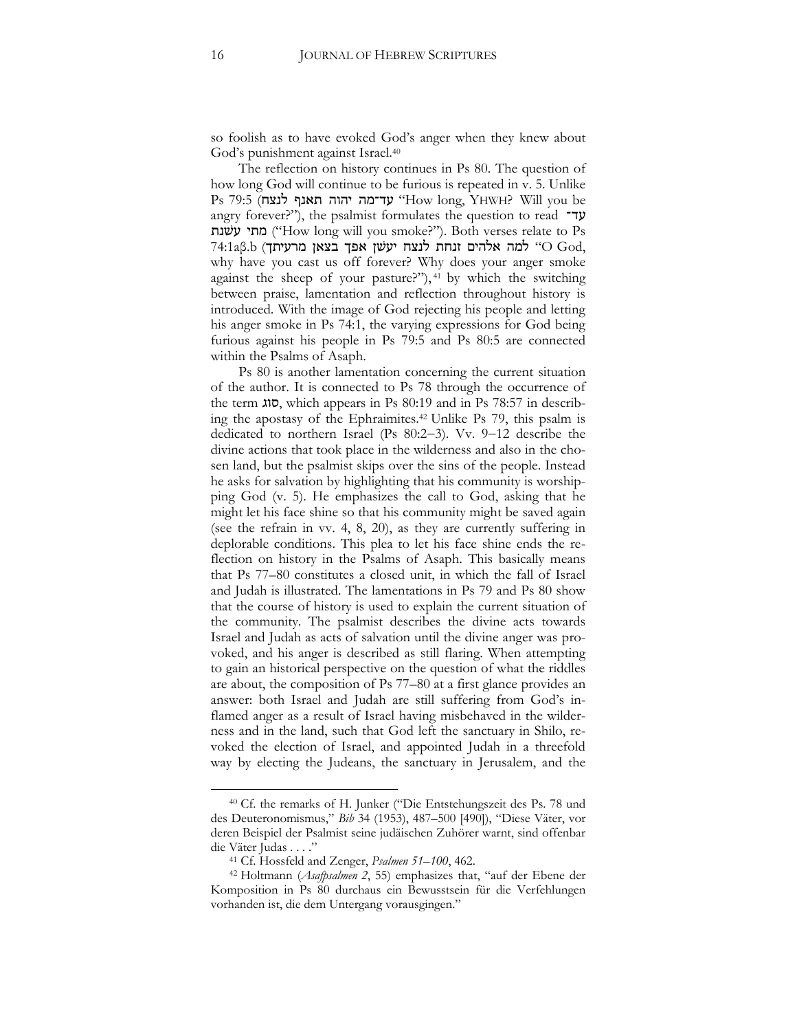so foolish as to have evoked God's anger when they knew about God's punishment against Israel.[40]

The reflection on history continues in Ps 80. The question of how long God will continue to be furious is repeated in v. 5. Unlike Ps 79:5 (עד־מה יהוה תאנף לנצח "How long, YHWH? Will you be angry forever?"), the psalmist formulates the question to read עד־מתי עשׁנת ("How long will you smoke?"). Both verses relate to Ps 74:1aβ.b (למה אלהים זנחת לנצח יעשׁן אפך בצאן מרעיתך "O God, why have you cast us off forever? Why does your anger smoke against the sheep of your pasture?"),[41] by which the switching between praise, lamentation and reflection throughout history is introduced. With the image of God rejecting his people and letting his anger smoke in Ps 74:1, the varying expressions for God being furious against his people in Ps 79:5 and Ps 80:5 are connected within the Psalms of Asaph.

Ps 80 is another lamentation concerning the current situation of the author. It is connected to Ps 78 through the occurrence of the term סוג, which appears in Ps 80:19 and in Ps 78:57 in describing the apostasy of the Ephraimites.[42] Unlike Ps 79, this psalm is dedicated to northern Israel (Ps 80:2–3). Vv. 9–12 describe the divine actions that took place in the wilderness and also in the chosen land, but the psalmist skips over the sins of the people. Instead he asks for salvation by highlighting that his community is worshipping God (v. 5). He emphasizes the call to God, asking that he might let his face shine so that his community might be saved again (see the refrain in vv. 4, 8, 20), as they are currently suffering in deplorable conditions. This plea to let his face shine ends the reflection on history in the Psalms of Asaph. This basically means that Ps 77–80 constitutes a closed unit, in which the fall of Israel and Judah is illustrated. The lamentations in Ps 79 and Ps 80 show that the course of history is used to explain the current situation of the community. The psalmist describes the divine acts towards Israel and Judah as acts of salvation until the divine anger was provoked, and his anger is described as still flaring. When attempting to gain an historical perspective on the question of what the riddles are about, the composition of Ps 77–80 at a first glance provides an answer: both Israel and Judah are still suffering from God's inflamed anger as a result of Israel having misbehaved in the wilderness and in the land, such that God left the sanctuary in Shilo, revoked the election of Israel, and appointed Judah in a threefold way by electing the Judeans, the sanctuary in Jerusalem, and the

---

[40] Cf. the remarks of H. Junker ("Die Entstehungszeit des Ps. 78 und des Deuteronomismus," *Bib* 34 (1953), 487–500 [490]), "Diese Väter, vor deren Beispiel der Psalmist seine judäischen Zuhörer warnt, sind offenbar die Väter Judas . . . ."

[41] Cf. Hossfeld and Zenger, *Psalmen 51–100*, 462.

[42] Holtmann (*Asafpsalmen 2*, 55) emphasizes that, "auf der Ebene der Komposition in Ps 80 durchaus ein Bewusstsein für die Verfehlungen vorhanden ist, die dem Untergang vorausgingen."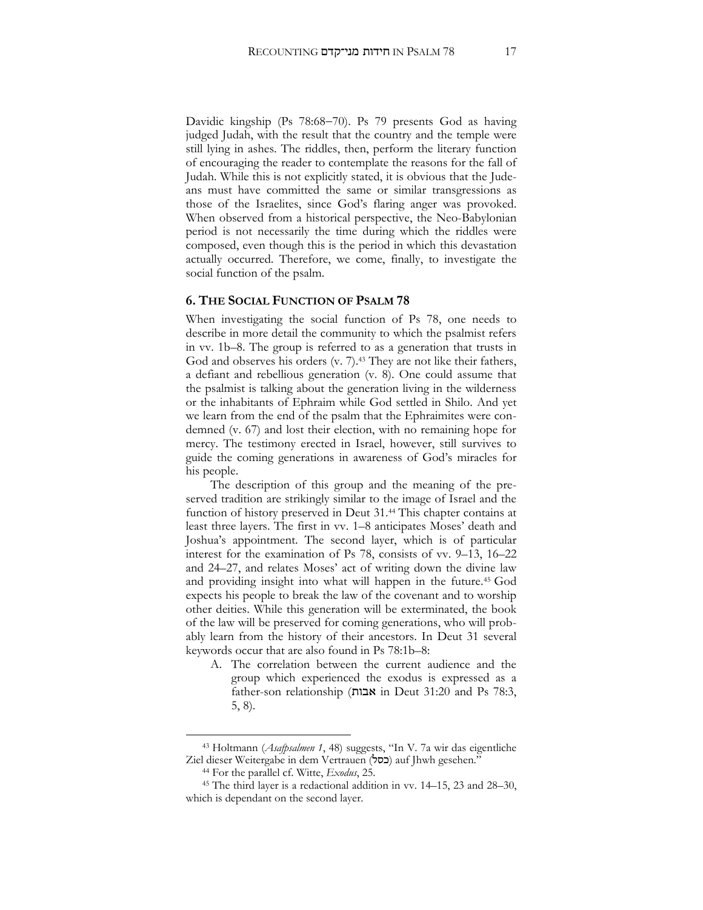Davidic kingship (Ps 78:68–70). Ps 79 presents God as having judged Judah, with the result that the country and the temple were still lying in ashes. The riddles, then, perform the literary function of encouraging the reader to contemplate the reasons for the fall of Judah. While this is not explicitly stated, it is obvious that the Judeans must have committed the same or similar transgressions as those of the Israelites, since God's flaring anger was provoked. When observed from a historical perspective, the Neo-Babylonian period is not necessarily the time during which the riddles were composed, even though this is the period in which this devastation actually occurred. Therefore, we come, finally, to investigate the social function of the psalm.

## 6. The Social Function of Psalm 78

When investigating the social function of Ps 78, one needs to describe in more detail the community to which the psalmist refers in vv. 1b–8. The group is referred to as a generation that trusts in God and observes his orders (v. 7).[43] They are not like their fathers, a defiant and rebellious generation (v. 8). One could assume that the psalmist is talking about the generation living in the wilderness or the inhabitants of Ephraim while God settled in Shilo. And yet we learn from the end of the psalm that the Ephraimites were condemned (v. 67) and lost their election, with no remaining hope for mercy. The testimony erected in Israel, however, still survives to guide the coming generations in awareness of God's miracles for his people.

The description of this group and the meaning of the preserved tradition are strikingly similar to the image of Israel and the function of history preserved in Deut 31.[44] This chapter contains at least three layers. The first in vv. 1–8 anticipates Moses' death and Joshua's appointment. The second layer, which is of particular interest for the examination of Ps 78, consists of vv. 9–13, 16–22 and 24–27, and relates Moses' act of writing down the divine law and providing insight into what will happen in the future.[45] God expects his people to break the law of the covenant and to worship other deities. While this generation will be exterminated, the book of the law will be preserved for coming generations, who will probably learn from the history of their ancestors. In Deut 31 several keywords occur that are also found in Ps 78:1b–8:

A. The correlation between the current audience and the group which experienced the exodus is expressed as a father-son relationship (אבות in Deut 31:20 and Ps 78:3, 5, 8).

---

[43] Holtmann (*Asafpsalmen 1*, 48) suggests, "In V. 7a wir das eigentliche Ziel dieser Weitergabe in dem Vertrauen (כסל) auf Jhwh gesehen."

[44] For the parallel cf. Witte, *Exodus*, 25.

[45] The third layer is a redactional addition in vv. 14–15, 23 and 28–30, which is dependant on the second layer.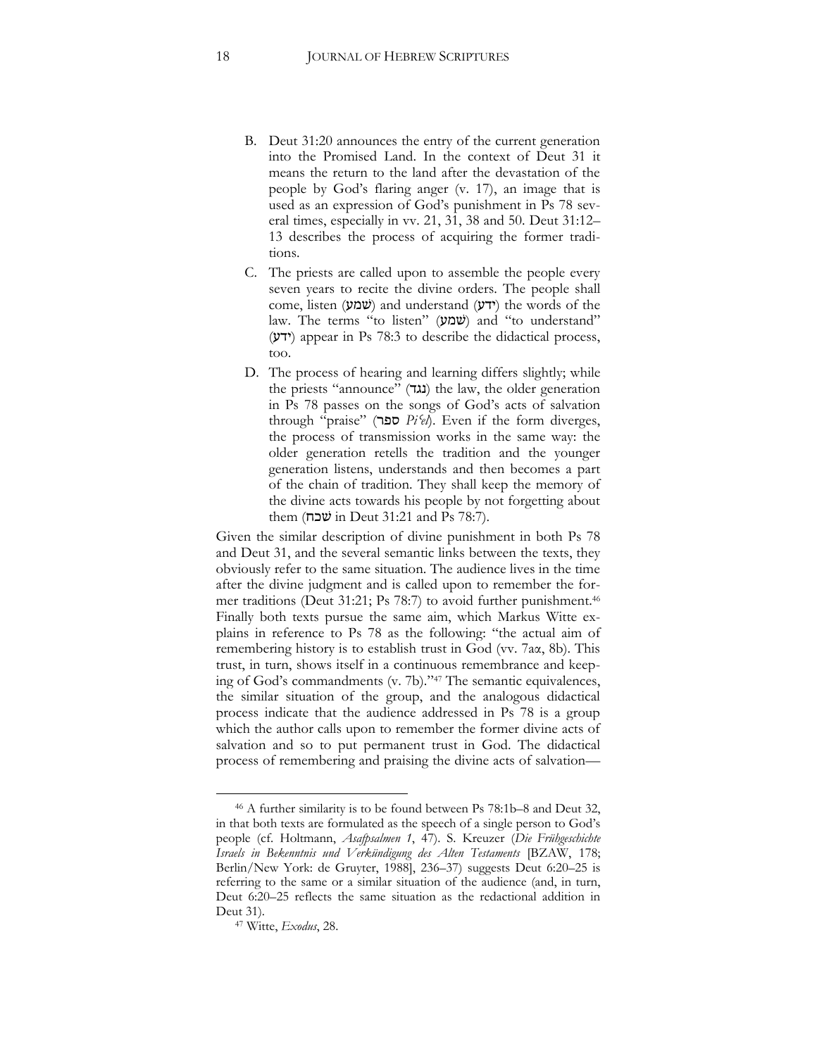B. Deut 31:20 announces the entry of the current generation into the Promised Land. In the context of Deut 31 it means the return to the land after the devastation of the people by God's flaring anger (v. 17), an image that is used as an expression of God's punishment in Ps 78 several times, especially in vv. 21, 31, 38 and 50. Deut 31:12–13 describes the process of acquiring the former traditions.

C. The priests are called upon to assemble the people every seven years to recite the divine orders. The people shall come, listen (שמע) and understand (ידע) the words of the law. The terms "to listen" (שמע) and "to understand" (ידע) appear in Ps 78:3 to describe the didactical process, too.

D. The process of hearing and learning differs slightly; while the priests "announce" (נגד) the law, the older generation in Ps 78 passes on the songs of God's acts of salvation through "praise" (ספר *Piʿel*). Even if the form diverges, the process of transmission works in the same way: the older generation retells the tradition and the younger generation listens, understands and then becomes a part of the chain of tradition. They shall keep the memory of the divine acts towards his people by not forgetting about them (שׁכח in Deut 31:21 and Ps 78:7).

Given the similar description of divine punishment in both Ps 78 and Deut 31, and the several semantic links between the texts, they obviously refer to the same situation. The audience lives in the time after the divine judgment and is called upon to remember the former traditions (Deut 31:21; Ps 78:7) to avoid further punishment.[46] Finally both texts pursue the same aim, which Markus Witte explains in reference to Ps 78 as the following: "the actual aim of remembering history is to establish trust in God (vv. 7aα, 8b). This trust, in turn, shows itself in a continuous remembrance and keeping of God's commandments (v. 7b)."[47] The semantic equivalences, the similar situation of the group, and the analogous didactical process indicate that the audience addressed in Ps 78 is a group which the author calls upon to remember the former divine acts of salvation and so to put permanent trust in God. The didactical process of remembering and praising the divine acts of salvation—

---

[46] A further similarity is to be found between Ps 78:1b–8 and Deut 32, in that both texts are formulated as the speech of a single person to God's people (cf. Holtmann, *Asafpsalmen 1*, 47). S. Kreuzer (*Die Frühgeschichte Israels in Bekenntnis und Verkündigung des Alten Testaments* [BZAW, 178; Berlin/New York: de Gruyter, 1988], 236–37) suggests Deut 6:20–25 is referring to the same or a similar situation of the audience (and, in turn, Deut 6:20–25 reflects the same situation as the redactional addition in Deut 31).

[47] Witte, *Exodus*, 28.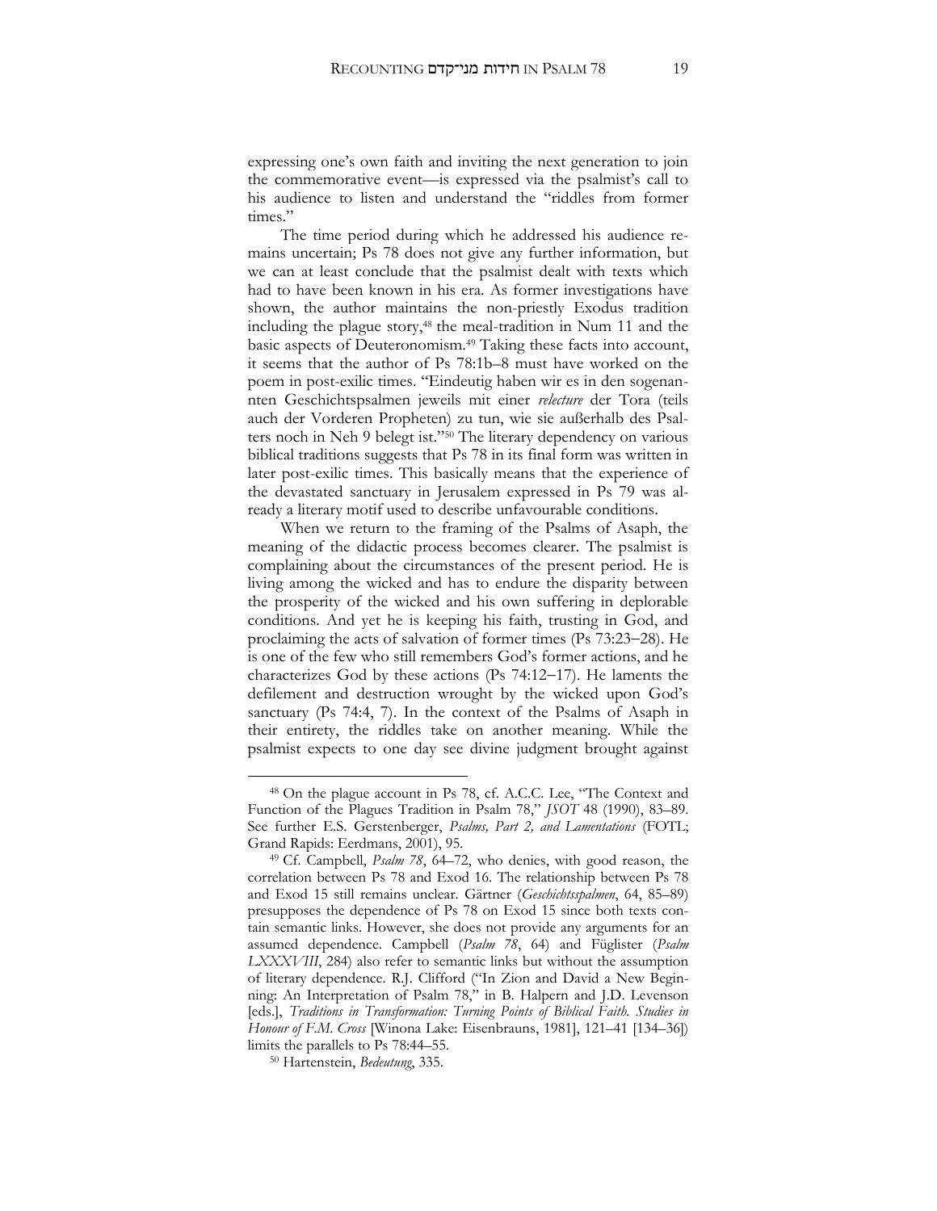expressing one's own faith and inviting the next generation to join the commemorative event—is expressed via the psalmist's call to his audience to listen and understand the "riddles from former times."

The time period during which he addressed his audience remains uncertain; Ps 78 does not give any further information, but we can at least conclude that the psalmist dealt with texts which had to have been known in his era. As former investigations have shown, the author maintains the non-priestly Exodus tradition including the plague story,[48] the meal-tradition in Num 11 and the basic aspects of Deuteronomism.[49] Taking these facts into account, it seems that the author of Ps 78:1b–8 must have worked on the poem in post-exilic times. "Eindeutig haben wir es in den sogenannten Geschichtspsalmen jeweils mit einer *relecture* der Tora (teils auch der Vorderen Propheten) zu tun, wie sie außerhalb des Psalters noch in Neh 9 belegt ist."[50] The literary dependency on various biblical traditions suggests that Ps 78 in its final form was written in later post-exilic times. This basically means that the experience of the devastated sanctuary in Jerusalem expressed in Ps 79 was already a literary motif used to describe unfavourable conditions.

When we return to the framing of the Psalms of Asaph, the meaning of the didactic process becomes clearer. The psalmist is complaining about the circumstances of the present period. He is living among the wicked and has to endure the disparity between the prosperity of the wicked and his own suffering in deplorable conditions. And yet he is keeping his faith, trusting in God, and proclaiming the acts of salvation of former times (Ps 73:23–28). He is one of the few who still remembers God's former actions, and he characterizes God by these actions (Ps 74:12–17). He laments the defilement and destruction wrought by the wicked upon God's sanctuary (Ps 74:4, 7). In the context of the Psalms of Asaph in their entirety, the riddles take on another meaning. While the psalmist expects to one day see divine judgment brought against

---

[48] On the plague account in Ps 78, cf. A.C.C. Lee, "The Context and Function of the Plagues Tradition in Psalm 78," *JSOT* 48 (1990), 83–89. See further E.S. Gerstenberger, *Psalms, Part 2, and Lamentations* (FOTL; Grand Rapids: Eerdmans, 2001), 95.

[49] Cf. Campbell, *Psalm 78*, 64–72, who denies, with good reason, the correlation between Ps 78 and Exod 16. The relationship between Ps 78 and Exod 15 still remains unclear. Gärtner (*Geschichtsspalmen*, 64, 85–89) presupposes the dependence of Ps 78 on Exod 15 since both texts contain semantic links. However, she does not provide any arguments for an assumed dependence. Campbell (*Psalm 78*, 64) and Füglister (*Psalm LXXXVIII*, 284) also refer to semantic links but without the assumption of literary dependence. R.J. Clifford ("In Zion and David a New Beginning: An Interpretation of Psalm 78," in B. Halpern and J.D. Levenson [eds.], *Traditions in Transformation: Turning Points of Biblical Faith. Studies in Honour of F.M. Cross* [Winona Lake: Eisenbrauns, 1981], 121–41 [134–36]) limits the parallels to Ps 78:44–55.

[50] Hartenstein, *Bedeutung*, 335.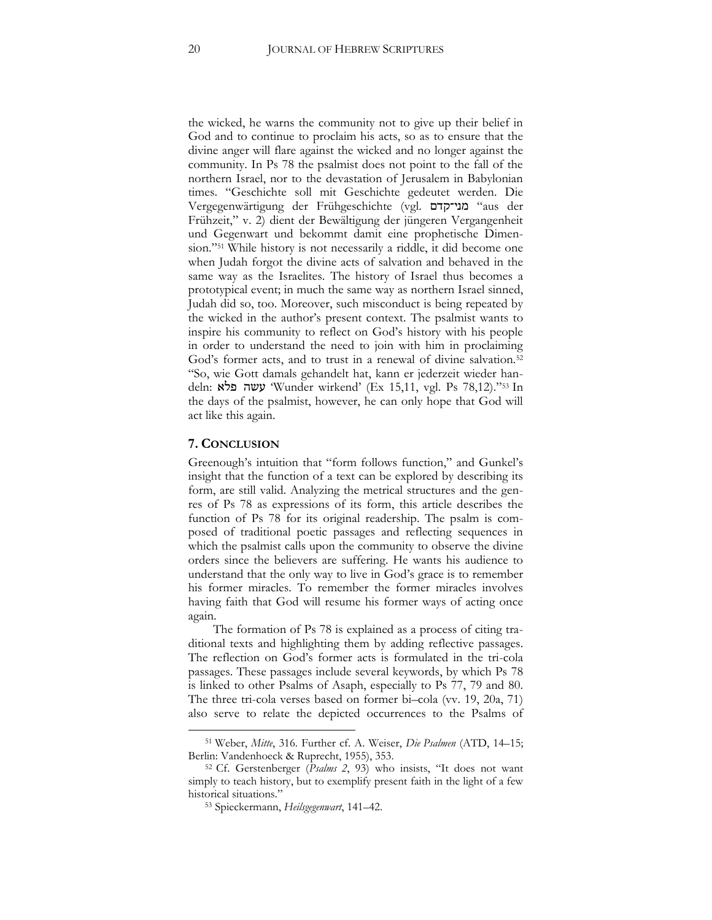the wicked, he warns the community not to give up their belief in God and to continue to proclaim his acts, so as to ensure that the divine anger will flare against the wicked and no longer against the community. In Ps 78 the psalmist does not point to the fall of the northern Israel, nor to the devastation of Jerusalem in Babylonian times. "Geschichte soll mit Geschichte gedeutet werden. Die Vergegenwärtigung der Frühgeschichte (vgl. מני־קדם "aus der Frühzeit," v. 2) dient der Bewältigung der jüngeren Vergangenheit und Gegenwart und bekommt damit eine prophetische Dimension."[51] While history is not necessarily a riddle, it did become one when Judah forgot the divine acts of salvation and behaved in the same way as the Israelites. The history of Israel thus becomes a prototypical event; in much the same way as northern Israel sinned, Judah did so, too. Moreover, such misconduct is being repeated by the wicked in the author's present context. The psalmist wants to inspire his community to reflect on God's history with his people in order to understand the need to join with him in proclaiming God's former acts, and to trust in a renewal of divine salvation.[52] "So, wie Gott damals gehandelt hat, kann er jederzeit wieder handeln: עשה פלא 'Wunder wirkend' (Ex 15,11, vgl. Ps 78,12)."[53] In the days of the psalmist, however, he can only hope that God will act like this again.

## 7. Conclusion

Greenough's intuition that "form follows function," and Gunkel's insight that the function of a text can be explored by describing its form, are still valid. Analyzing the metrical structures and the genres of Ps 78 as expressions of its form, this article describes the function of Ps 78 for its original readership. The psalm is composed of traditional poetic passages and reflecting sequences in which the psalmist calls upon the community to observe the divine orders since the believers are suffering. He wants his audience to understand that the only way to live in God's grace is to remember his former miracles. To remember the former miracles involves having faith that God will resume his former ways of acting once again.

The formation of Ps 78 is explained as a process of citing traditional texts and highlighting them by adding reflective passages. The reflection on God's former acts is formulated in the tri-cola passages. These passages include several keywords, by which Ps 78 is linked to other Psalms of Asaph, especially to Ps 77, 79 and 80. The three tri-cola verses based on former bi–cola (vv. 19, 20a, 71) also serve to relate the depicted occurrences to the Psalms of

---

[51] Weber, *Mitte*, 316. Further cf. A. Weiser, *Die Psalmen* (ATD, 14–15; Berlin: Vandenhoeck & Ruprecht, 1955), 353.

[52] Cf. Gerstenberger (*Psalms 2*, 93) who insists, "It does not want simply to teach history, but to exemplify present faith in the light of a few historical situations."

[53] Spieckermann, *Heilsgegenwart*, 141–42.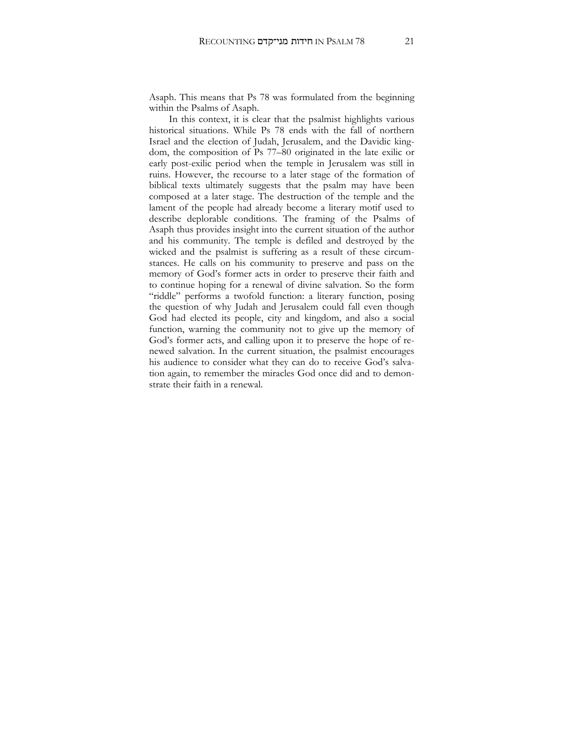Asaph. This means that Ps 78 was formulated from the beginning within the Psalms of Asaph.

In this context, it is clear that the psalmist highlights various historical situations. While Ps 78 ends with the fall of northern Israel and the election of Judah, Jerusalem, and the Davidic kingdom, the composition of Ps 77–80 originated in the late exilic or early post-exilic period when the temple in Jerusalem was still in ruins. However, the recourse to a later stage of the formation of biblical texts ultimately suggests that the psalm may have been composed at a later stage. The destruction of the temple and the lament of the people had already become a literary motif used to describe deplorable conditions. The framing of the Psalms of Asaph thus provides insight into the current situation of the author and his community. The temple is defiled and destroyed by the wicked and the psalmist is suffering as a result of these circumstances. He calls on his community to preserve and pass on the memory of God's former acts in order to preserve their faith and to continue hoping for a renewal of divine salvation. So the form "riddle" performs a twofold function: a literary function, posing the question of why Judah and Jerusalem could fall even though God had elected its people, city and kingdom, and also a social function, warning the community not to give up the memory of God's former acts, and calling upon it to preserve the hope of renewed salvation. In the current situation, the psalmist encourages his audience to consider what they can do to receive God's salvation again, to remember the miracles God once did and to demonstrate their faith in a renewal.